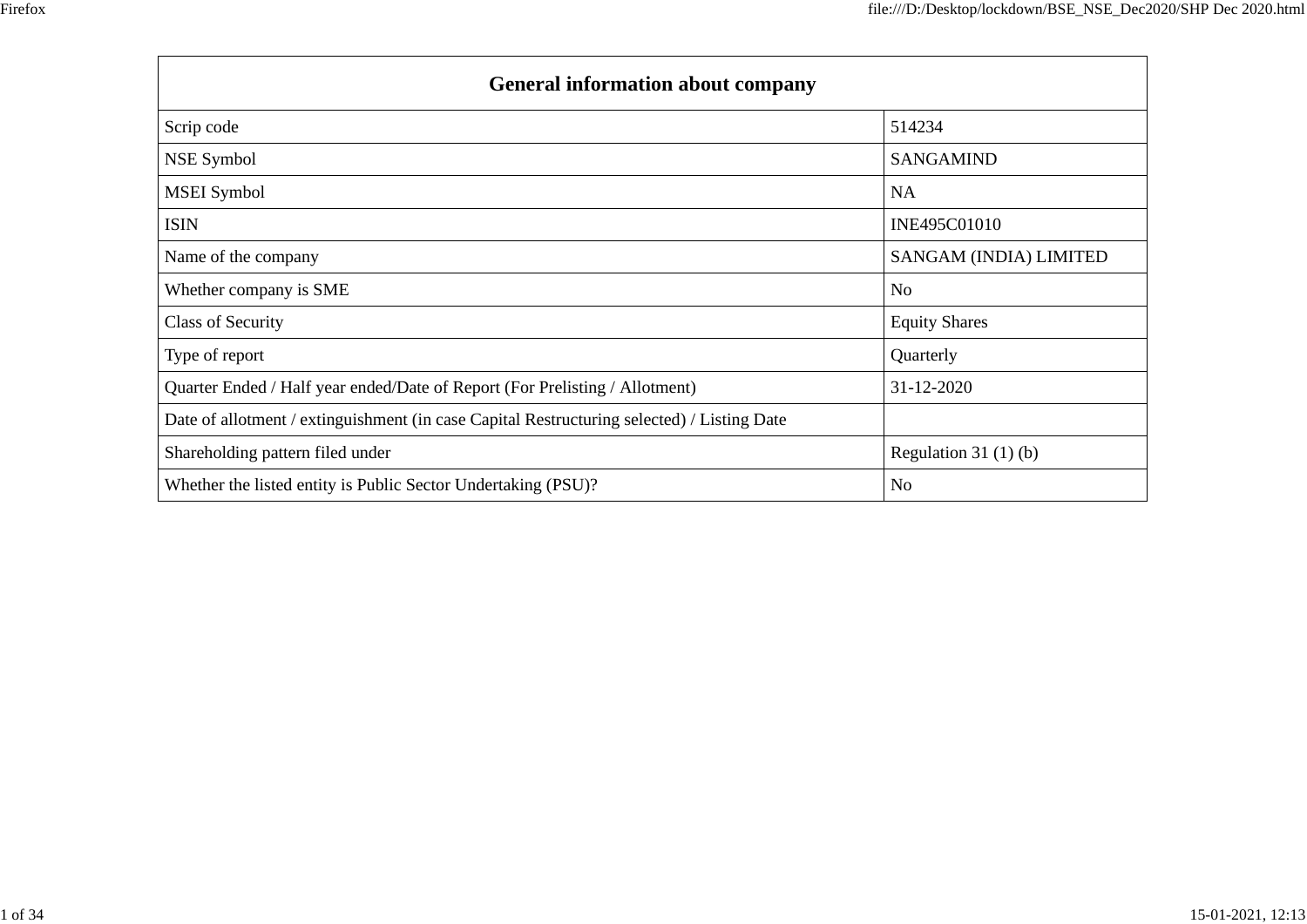| General information about company | |
|---|---|
| Scrip code | 514234 |
| NSE Symbol | SANGAMIND |
| MSEI Symbol | NA |
| ISIN | INE495C01010 |
| Name of the company | SANGAM (INDIA) LIMITED |
| Whether company is SME | No |
| Class of Security | Equity Shares |
| Type of report | Quarterly |
| Quarter Ended / Half year ended/Date of Report (For Prelisting / Allotment) | 31-12-2020 |
| Date of allotment / extinguishment (in case Capital Restructuring selected) / Listing Date | |
| Shareholding pattern filed under | Regulation 31 (1) (b) |
| Whether the listed entity is Public Sector Undertaking (PSU)? | No |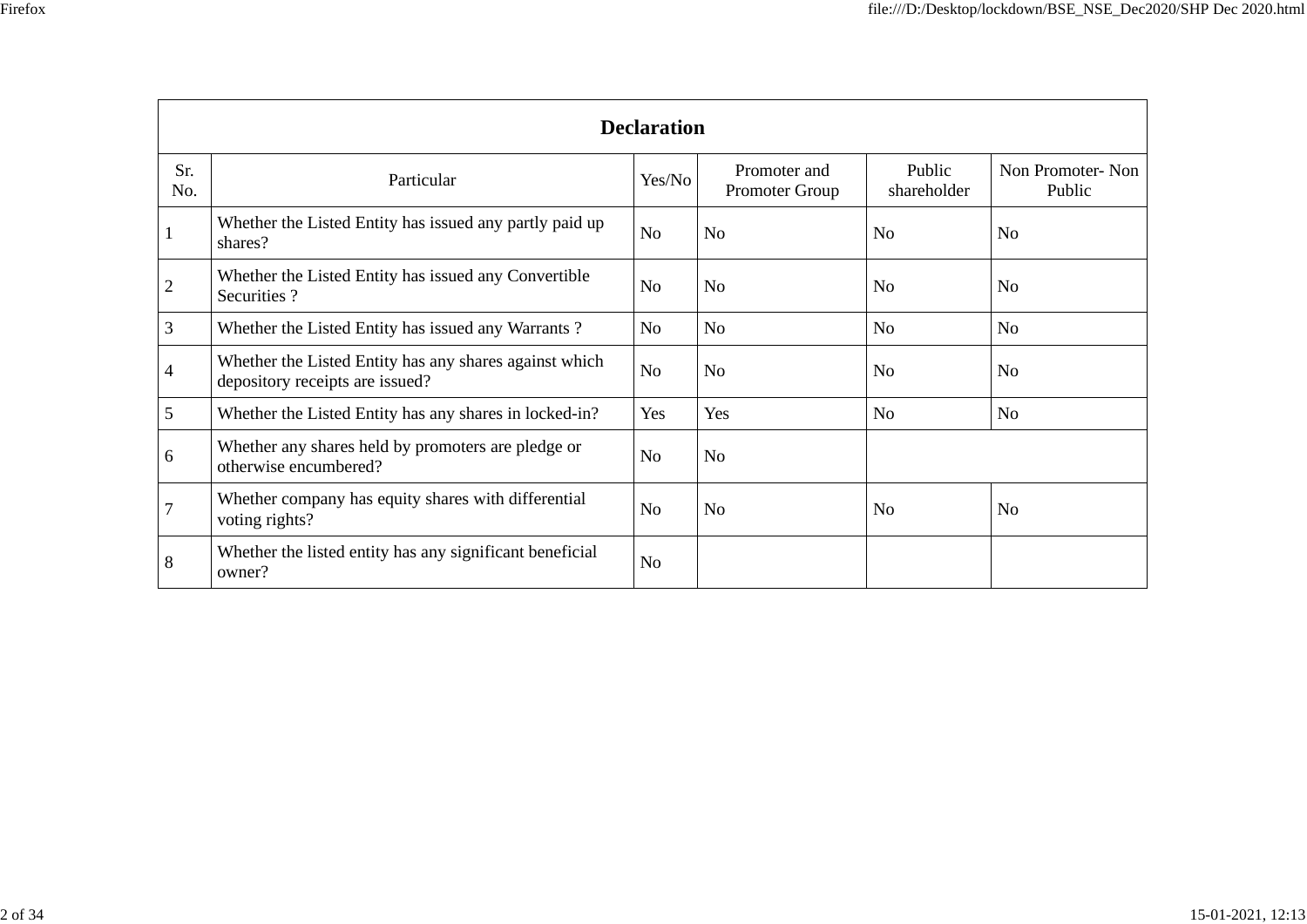| Declaration | | | | | |
|---|---|---|---|---|---|
| Sr. No. | Particular | Yes/No | Promoter and Promoter Group | Public shareholder | Non Promoter- Non Public |
| 1 | Whether the Listed Entity has issued any partly paid up shares? | No | No | No | No |
| 2 | Whether the Listed Entity has issued any Convertible Securities ? | No | No | No | No |
| 3 | Whether the Listed Entity has issued any Warrants ? | No | No | No | No |
| 4 | Whether the Listed Entity has any shares against which depository receipts are issued? | No | No | No | No |
| 5 | Whether the Listed Entity has any shares in locked-in? | Yes | Yes | No | No |
| 6 | Whether any shares held by promoters are pledge or otherwise encumbered? | No | No | | |
| 7 | Whether company has equity shares with differential voting rights? | No | No | No | No |
| 8 | Whether the listed entity has any significant beneficial owner? | No | | | |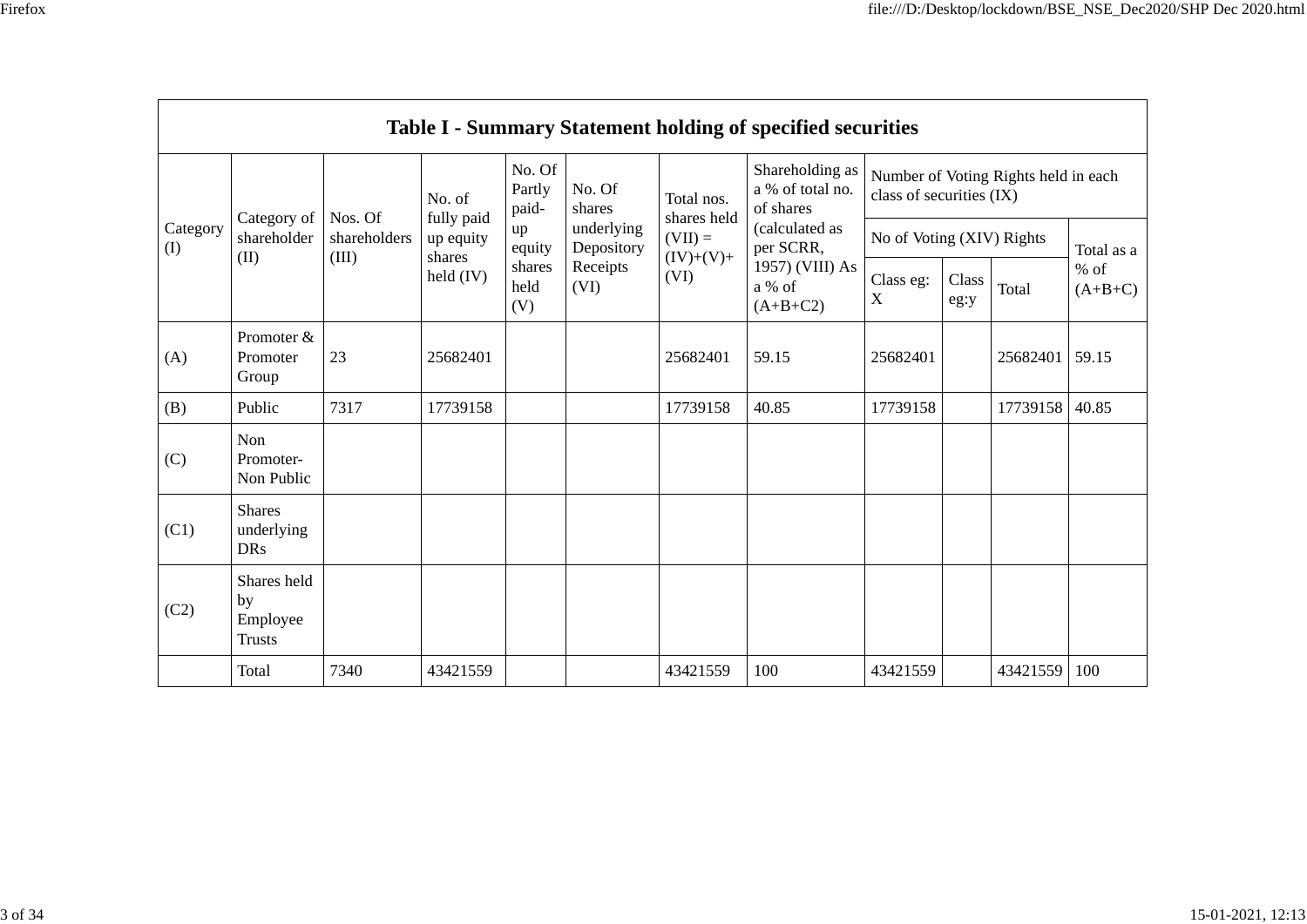| Table I - Summary Statement holding of specified securities | | | | | | | | | | | |
|---|---|---|---|---|---|---|---|---|---|---|---|
| Category (I) | Category of shareholder (II) | Nos. Of shareholders (III) | No. of fully paid up equity shares held (IV) | No. Of Partly paid-up equity shares held (V) | No. Of shares underlying Depository Receipts (VI) | Total nos. shares held (VII) = (IV)+(V)+ (VI) | Shareholding as a % of total no. of shares (calculated as per SCRR, 1957) (VIII) As a % of (A+B+C2) | Number of Voting Rights held in each class of securities (IX) | | | |
| | | | | | | | | No of Voting (XIV) Rights | | | Total as a % of (A+B+C) |
| | | | | | | | | Class eg: X | Class eg:y | Total | |
| (A) | Promoter & Promoter Group | 23 | 25682401 | | | 25682401 | 59.15 | 25682401 | | 25682401 | 59.15 |
| (B) | Public | 7317 | 17739158 | | | 17739158 | 40.85 | 17739158 | | 17739158 | 40.85 |
| (C) | Non Promoter- Non Public | | | | | | | | | | |
| (C1) | Shares underlying DRs | | | | | | | | | | |
| (C2) | Shares held by Employee Trusts | | | | | | | | | | |
| | Total | 7340 | 43421559 | | | 43421559 | 100 | 43421559 | | 43421559 | 100 |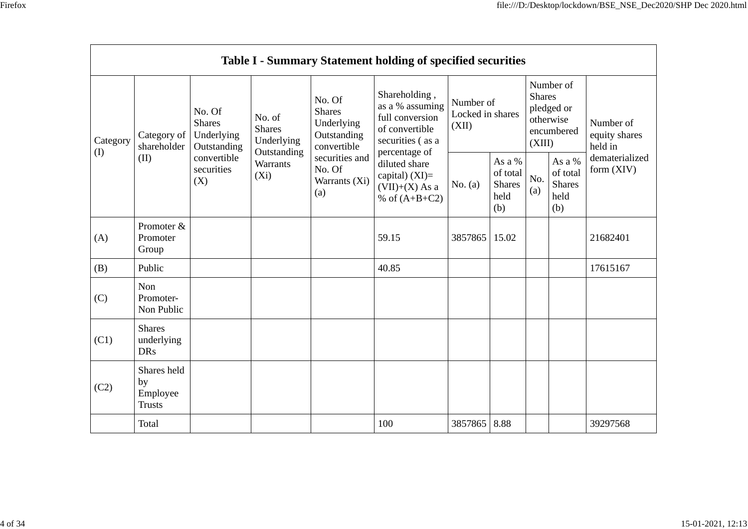| Table I - Summary Statement holding of specified securities | | | | | | | | | | |
|---|---|---|---|---|---|---|---|---|---|---|
| Category (I) | Category of shareholder (II) | No. Of Shares Underlying Outstanding convertible securities (X) | No. of Shares Underlying Outstanding Warrants (Xi) | No. Of Shares Underlying Outstanding convertible securities and No. Of Warrants (Xi) (a) | Shareholding , as a % assuming full conversion of convertible securities ( as a percentage of diluted share capital) (XI)= (VII)+(X) As a % of (A+B+C2) | Number of Locked in shares (XII) | | Number of Shares pledged or otherwise encumbered (XIII) | | Number of equity shares held in dematerialized form (XIV) |
| | | | | | | No. (a) | As a % of total Shares held (b) | No. (a) | As a % of total Shares held (b) | |
| (A) | Promoter & Promoter Group | | | | 59.15 | 3857865 | 15.02 | | | 21682401 |
| (B) | Public | | | | 40.85 | | | | | 17615167 |
| (C) | Non Promoter- Non Public | | | | | | | | | |
| (C1) | Shares underlying DRs | | | | | | | | | |
| (C2) | Shares held by Employee Trusts | | | | | | | | | |
| | Total | | | | 100 | 3857865 | 8.88 | | | 39297568 |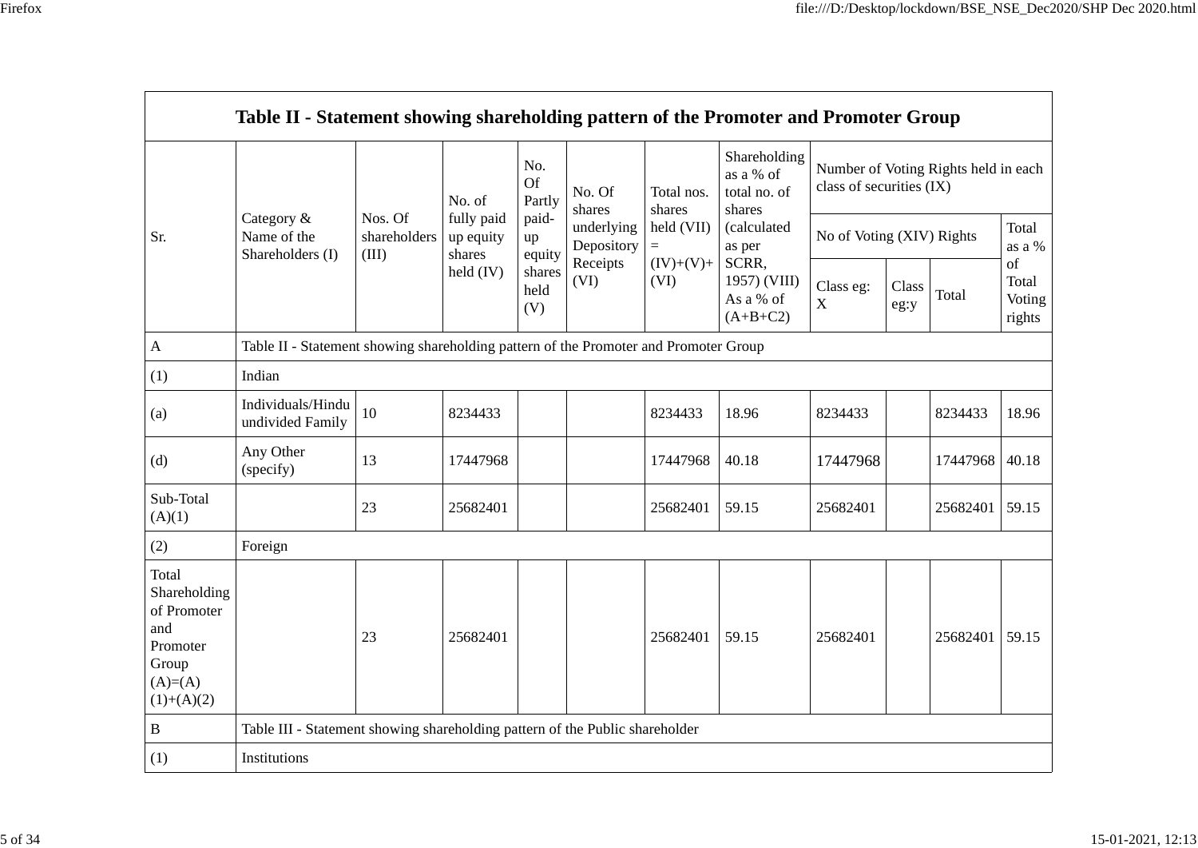| Table II - Statement showing shareholding pattern of the Promoter and Promoter Group | | | | | | | | | | | | |
|---|---|---|---|---|---|---|---|---|---|---|---|---|
| Sr. | Category & Name of the Shareholders (I) | Nos. Of shareholders (III) | No. of fully paid up equity shares held (IV) | No. Of Partly paid-up equity shares held (V) | No. Of shares underlying Depository Receipts (VI) | Total nos. shares held (VII) = (IV)+(V)+ (VI) | Shareholding as a % of total no. of shares (calculated as per SCRR, 1957) (VIII) As a % of (A+B+C2) | Number of Voting Rights held in each class of securities (IX) | | | |
| | | | | | | | | No of Voting (XIV) Rights | | | Total as a % of Total Voting rights |
| | | | | | | | | Class eg: X | Class eg:y | Total | |
| A | Table II - Statement showing shareholding pattern of the Promoter and Promoter Group | | | | | | | | | | |
| (1) | Indian | | | | | | | | | | |
| (a) | Individuals/Hindu undivided Family | 10 | 8234433 | | | 8234433 | 18.96 | 8234433 | | 8234433 | 18.96 |
| (d) | Any Other (specify) | 13 | 17447968 | | | 17447968 | 40.18 | 17447968 | | 17447968 | 40.18 |
| Sub-Total (A)(1) | | 23 | 25682401 | | | 25682401 | 59.15 | 25682401 | | 25682401 | 59.15 |
| (2) | Foreign | | | | | | | | | | |
| Total Shareholding of Promoter and Promoter Group (A)=(A)(1)+(A)(2) | | 23 | 25682401 | | | 25682401 | 59.15 | 25682401 | | 25682401 | 59.15 |
| B | Table III - Statement showing shareholding pattern of the Public shareholder | | | | | | | | | | |
| (1) | Institutions | | | | | | | | | | |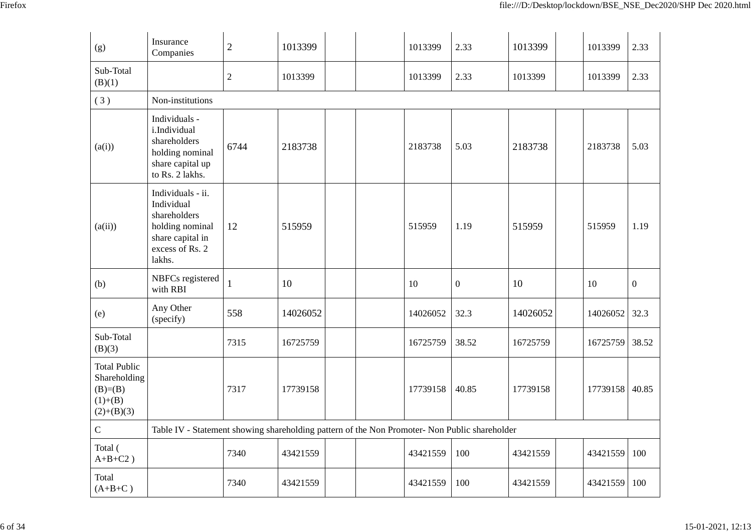| (g) | Insurance Companies | 2 | 1013399 | | | 1013399 | 2.33 | 1013399 | | 1013399 | 2.33 |
|---|---|---|---|---|---|---|---|---|---|---|---|
| Sub-Total (B)(1) | | 2 | 1013399 | | | 1013399 | 2.33 | 1013399 | | 1013399 | 2.33 |
| ( 3 ) | Non-institutions | | | | | | | | | | |
| (a(i)) | Individuals - i.Individual shareholders holding nominal share capital up to Rs. 2 lakhs. | 6744 | 2183738 | | | 2183738 | 5.03 | 2183738 | | 2183738 | 5.03 |
| (a(ii)) | Individuals - ii. Individual shareholders holding nominal share capital in excess of Rs. 2 lakhs. | 12 | 515959 | | | 515959 | 1.19 | 515959 | | 515959 | 1.19 |
| (b) | NBFCs registered with RBI | 1 | 10 | | | 10 | 0 | 10 | | 10 | 0 |
| (e) | Any Other (specify) | 558 | 14026052 | | | 14026052 | 32.3 | 14026052 | | 14026052 | 32.3 |
| Sub-Total (B)(3) | | 7315 | 16725759 | | | 16725759 | 38.52 | 16725759 | | 16725759 | 38.52 |
| Total Public Shareholding (B)=(B)(1)+(B)(2)+(B)(3) | | 7317 | 17739158 | | | 17739158 | 40.85 | 17739158 | | 17739158 | 40.85 |
| C | Table IV - Statement showing shareholding pattern of the Non Promoter- Non Public shareholder | | | | | | | | | | |
| Total ( A+B+C2 ) | | 7340 | 43421559 | | | 43421559 | 100 | 43421559 | | 43421559 | 100 |
| Total (A+B+C ) | | 7340 | 43421559 | | | 43421559 | 100 | 43421559 | | 43421559 | 100 |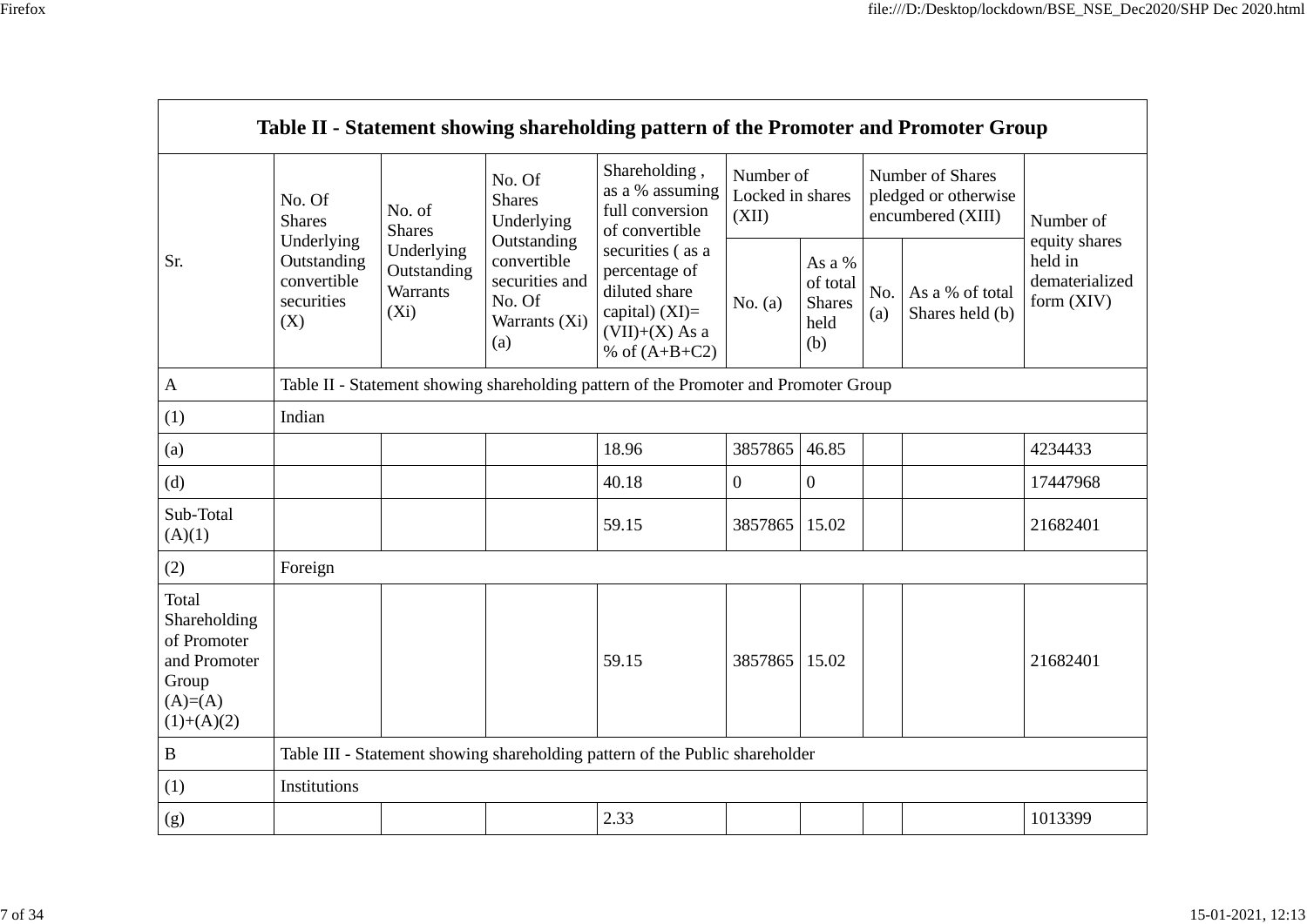| Table II - Statement showing shareholding pattern of the Promoter and Promoter Group | | | | | | | | | |
|---|---|---|---|---|---|---|---|---|---|
| Sr. | No. Of Shares Underlying Outstanding convertible securities (X) | No. of Shares Underlying Outstanding Warrants (Xi) | No. Of Shares Underlying Outstanding convertible securities and No. Of Warrants (Xi) (a) | Shareholding , as a % assuming full conversion of convertible securities ( as a percentage of diluted share capital) (XI)= (VII)+(X) As a % of (A+B+C2) | Number of Locked in shares (XII) | | Number of Shares pledged or otherwise encumbered (XIII) | | Number of equity shares held in dematerialized form (XIV) |
| | | | | | No. (a) | As a % of total Shares held (b) | No. (a) | As a % of total Shares held (b) | |
| A | Table II - Statement showing shareholding pattern of the Promoter and Promoter Group | | | | | | | | |
| (1) | Indian | | | | | | | | |
| (a) | | | | 18.96 | 3857865 | 46.85 | | | 4234433 |
| (d) | | | | 40.18 | 0 | 0 | | | 17447968 |
| Sub-Total (A)(1) | | | | 59.15 | 3857865 | 15.02 | | | 21682401 |
| (2) | Foreign | | | | | | | | |
| Total Shareholding of Promoter and Promoter Group (A)=(A)(1)+(A)(2) | | | | 59.15 | 3857865 | 15.02 | | | 21682401 |
| B | Table III - Statement showing shareholding pattern of the Public shareholder | | | | | | | | |
| (1) | Institutions | | | | | | | | |
| (g) | | | | 2.33 | | | | | 1013399 |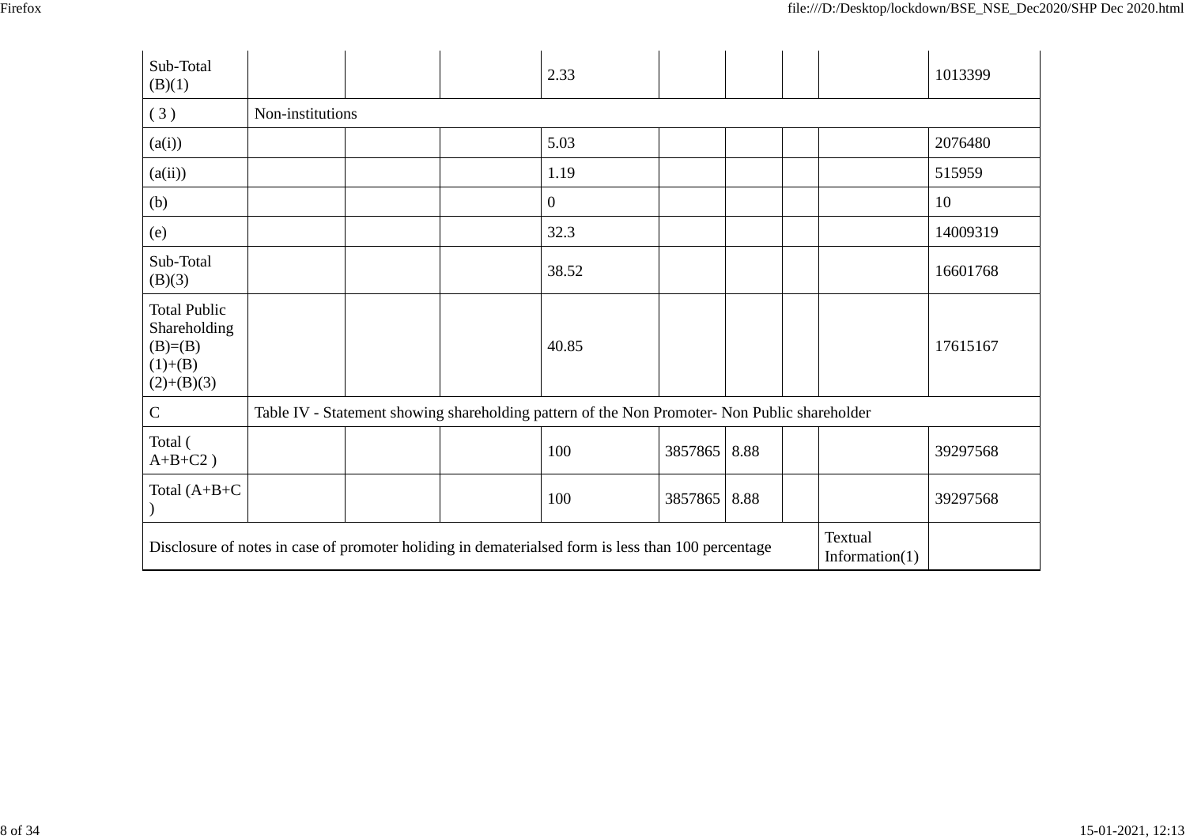| | | | | | | | | | |
|---|---|---|---|---|---|---|---|---|---|
| Sub-Total (B)(1) | | | | 2.33 | | | | | 1013399 |
| ( 3 ) | Non-institutions | | | | | | | | |
| (a(i)) | | | | 5.03 | | | | | 2076480 |
| (a(ii)) | | | | 1.19 | | | | | 515959 |
| (b) | | | | 0 | | | | | 10 |
| (e) | | | | 32.3 | | | | | 14009319 |
| Sub-Total (B)(3) | | | | 38.52 | | | | | 16601768 |
| Total Public Shareholding (B)=(B)(1)+(B)(2)+(B)(3) | | | | 40.85 | | | | | 17615167 |
| C | Table IV - Statement showing shareholding pattern of the Non Promoter- Non Public shareholder | | | | | | | | |
| Total ( A+B+C2 ) | | | | 100 | 3857865 | 8.88 | | | 39297568 |
| Total (A+B+C ) | | | | 100 | 3857865 | 8.88 | | | 39297568 |
| Disclosure of notes in case of promoter holiding in dematerialsed form is less than 100 percentage | | | | | | | | Textual Information(1) | |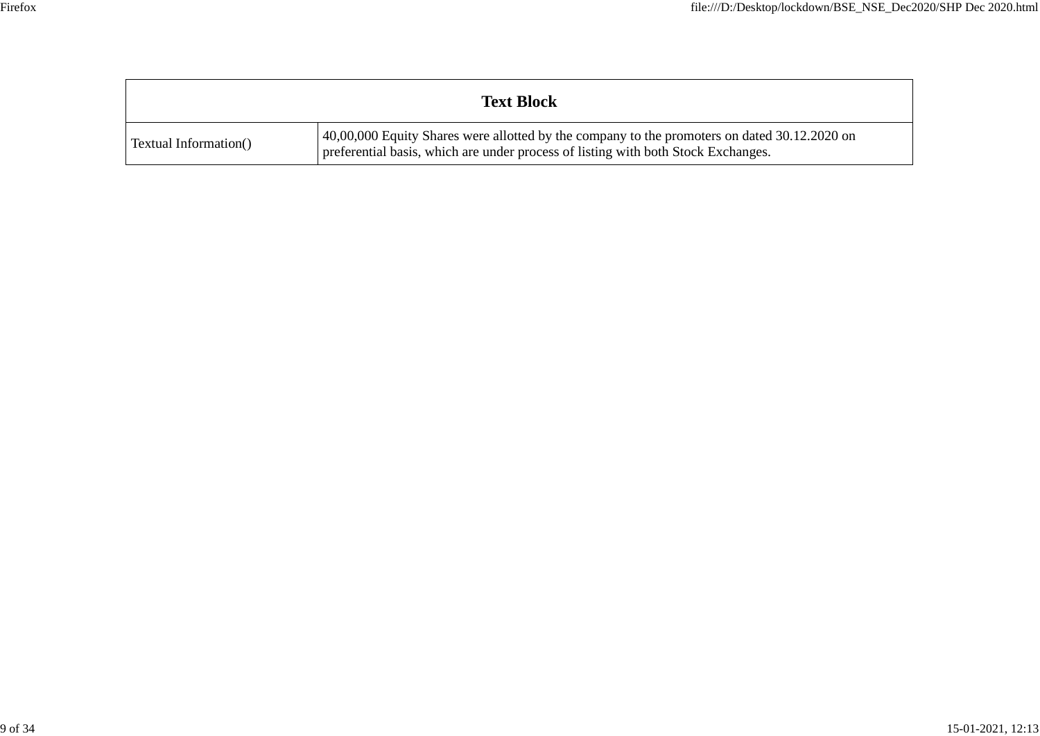| Text Block | |
|---|---|
| Textual Information() | 40,00,000 Equity Shares were allotted by the company to the promoters on dated 30.12.2020 on preferential basis, which are under process of listing with both Stock Exchanges. |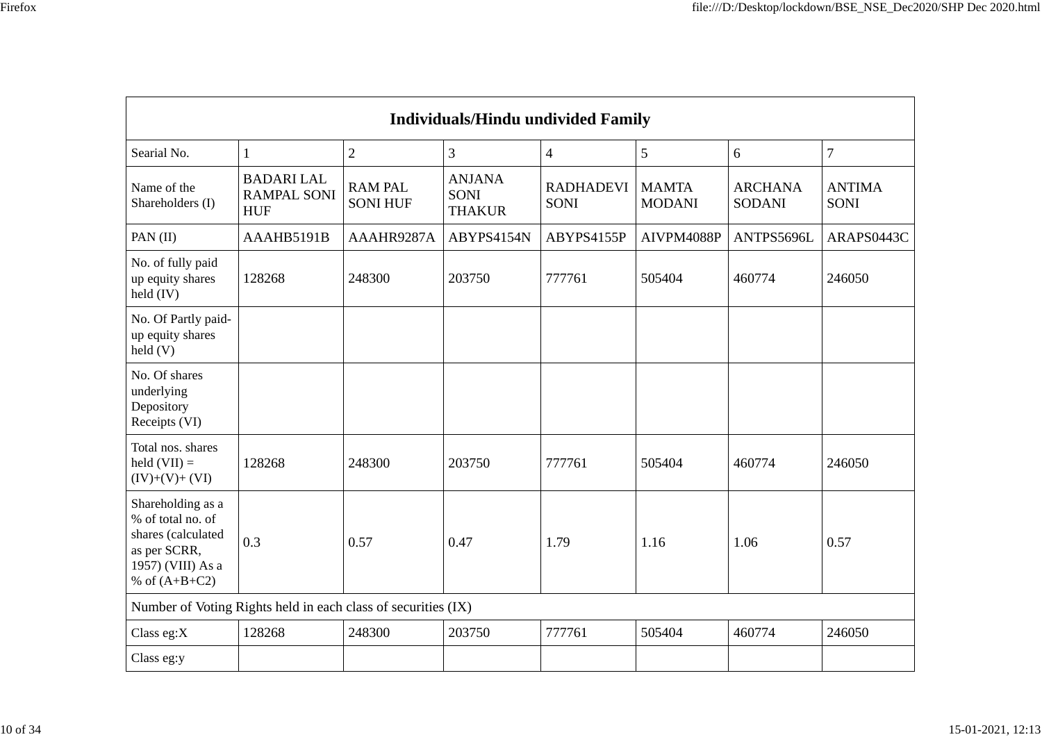| Individuals/Hindu undivided Family | | | | | | | |
|---|---|---|---|---|---|---|---|
| Searial No. | 1 | 2 | 3 | 4 | 5 | 6 | 7 |
| Name of the Shareholders (I) | BADARI LAL RAMPAL SONI HUF | RAM PAL SONI HUF | ANJANA SONI THAKUR | RADHADEVI SONI | MAMTA MODANI | ARCHANA SODANI | ANTIMA SONI |
| PAN (II) | AAAHB5191B | AAAHR9287A | ABYPS4154N | ABYPS4155P | AIVPM4088P | ANTPS5696L | ARAPS0443C |
| No. of fully paid up equity shares held (IV) | 128268 | 248300 | 203750 | 777761 | 505404 | 460774 | 246050 |
| No. Of Partly paid-up equity shares held (V) | | | | | | | |
| No. Of shares underlying Depository Receipts (VI) | | | | | | | |
| Total nos. shares held (VII) = (IV)+(V)+ (VI) | 128268 | 248300 | 203750 | 777761 | 505404 | 460774 | 246050 |
| Shareholding as a % of total no. of shares (calculated as per SCRR, 1957) (VIII) As a % of (A+B+C2) | 0.3 | 0.57 | 0.47 | 1.79 | 1.16 | 1.06 | 0.57 |
| Number of Voting Rights held in each class of securities (IX) | | | | | | | |
| Class eg:X | 128268 | 248300 | 203750 | 777761 | 505404 | 460774 | 246050 |
| Class eg:y | | | | | | | |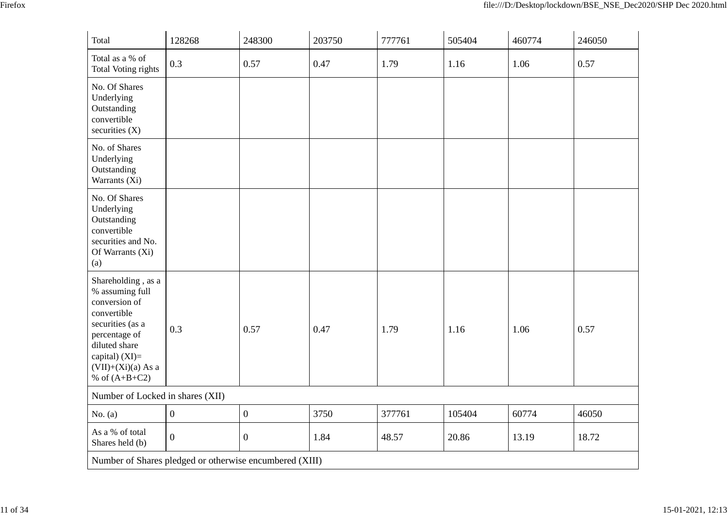| Total | 128268 | 248300 | 203750 | 777761 | 505404 | 460774 | 246050 |
|---|---|---|---|---|---|---|---|
| Total as a % of Total Voting rights | 0.3 | 0.57 | 0.47 | 1.79 | 1.16 | 1.06 | 0.57 |
| No. Of Shares Underlying Outstanding convertible securities (X) | | | | | | | |
| No. of Shares Underlying Outstanding Warrants (Xi) | | | | | | | |
| No. Of Shares Underlying Outstanding convertible securities and No. Of Warrants (Xi) (a) | | | | | | | |
| Shareholding , as a % assuming full conversion of convertible securities (as a percentage of diluted share capital) (XI)= (VII)+(Xi)(a) As a % of (A+B+C2) | 0.3 | 0.57 | 0.47 | 1.79 | 1.16 | 1.06 | 0.57 |
| Number of Locked in shares (XII) | | | | | | | |
| No. (a) | 0 | 0 | 3750 | 377761 | 105404 | 60774 | 46050 |
| As a % of total Shares held (b) | 0 | 0 | 1.84 | 48.57 | 20.86 | 13.19 | 18.72 |
| Number of Shares pledged or otherwise encumbered (XIII) | | | | | | | |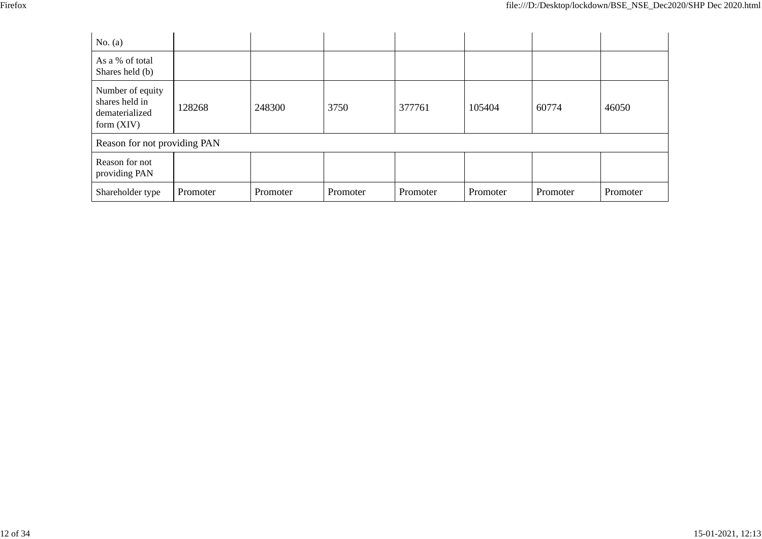| | | | | | | | |
|---|---|---|---|---|---|---|---|
| No. (a) | | | | | | | |
| As a % of total Shares held (b) | | | | | | | |
| Number of equity shares held in dematerialized form (XIV) | 128268 | 248300 | 3750 | 377761 | 105404 | 60774 | 46050 |
| Reason for not providing PAN | | | | | | | |
| Reason for not providing PAN | | | | | | | |
| Shareholder type | Promoter | Promoter | Promoter | Promoter | Promoter | Promoter | Promoter |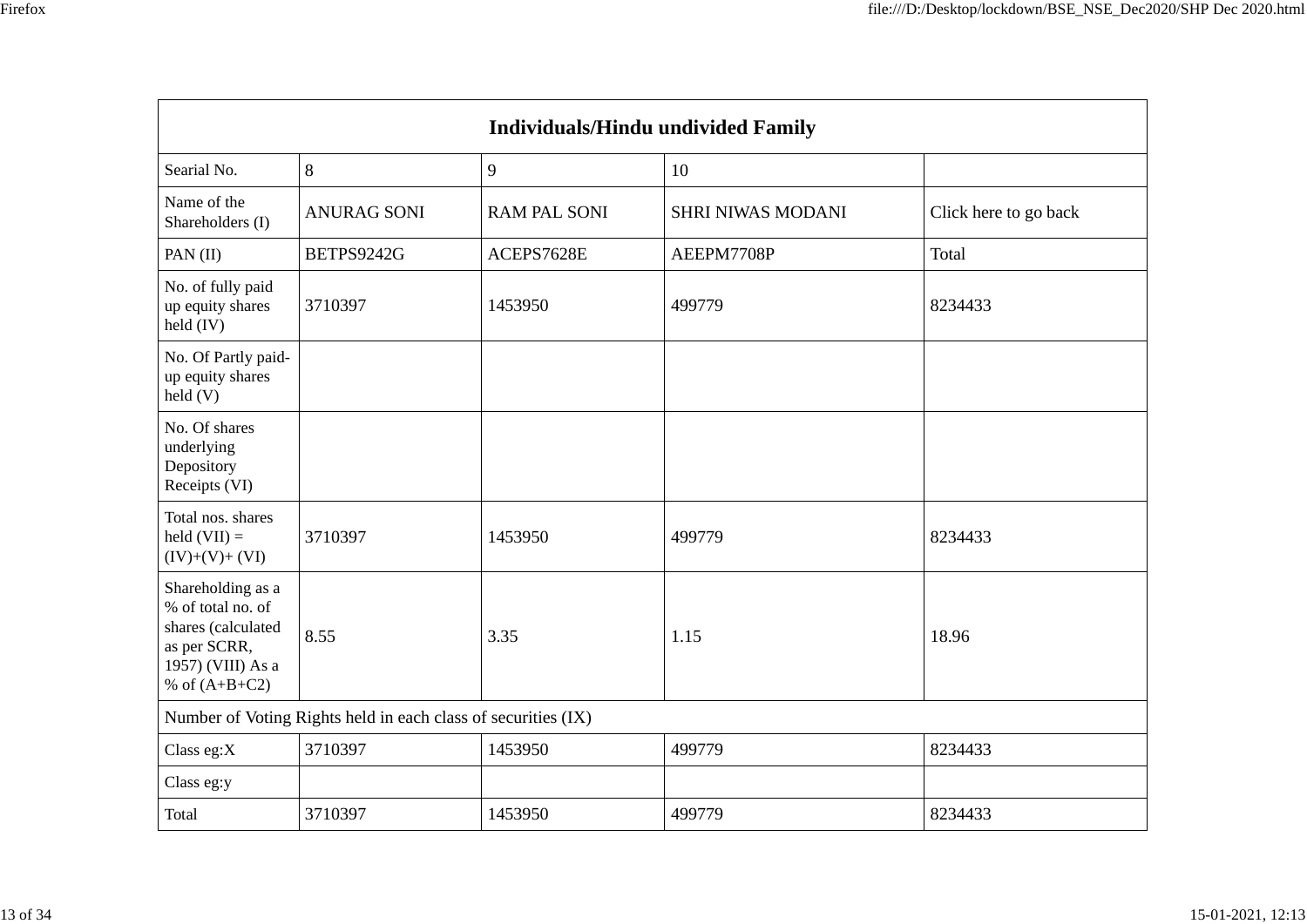| Individuals/Hindu undivided Family | | | | |
|---|---|---|---|---|
| Searial No. | 8 | 9 | 10 | |
| Name of the Shareholders (I) | ANURAG SONI | RAM PAL SONI | SHRI NIWAS MODANI | Click here to go back |
| PAN (II) | BETPS9242G | ACEPS7628E | AEEPM7708P | Total |
| No. of fully paid up equity shares held (IV) | 3710397 | 1453950 | 499779 | 8234433 |
| No. Of Partly paid-up equity shares held (V) | | | | |
| No. Of shares underlying Depository Receipts (VI) | | | | |
| Total nos. shares held (VII) = (IV)+(V)+ (VI) | 3710397 | 1453950 | 499779 | 8234433 |
| Shareholding as a % of total no. of shares (calculated as per SCRR, 1957) (VIII) As a % of (A+B+C2) | 8.55 | 3.35 | 1.15 | 18.96 |
| Number of Voting Rights held in each class of securities (IX) | | | | |
| Class eg:X | 3710397 | 1453950 | 499779 | 8234433 |
| Class eg:y | | | | |
| Total | 3710397 | 1453950 | 499779 | 8234433 |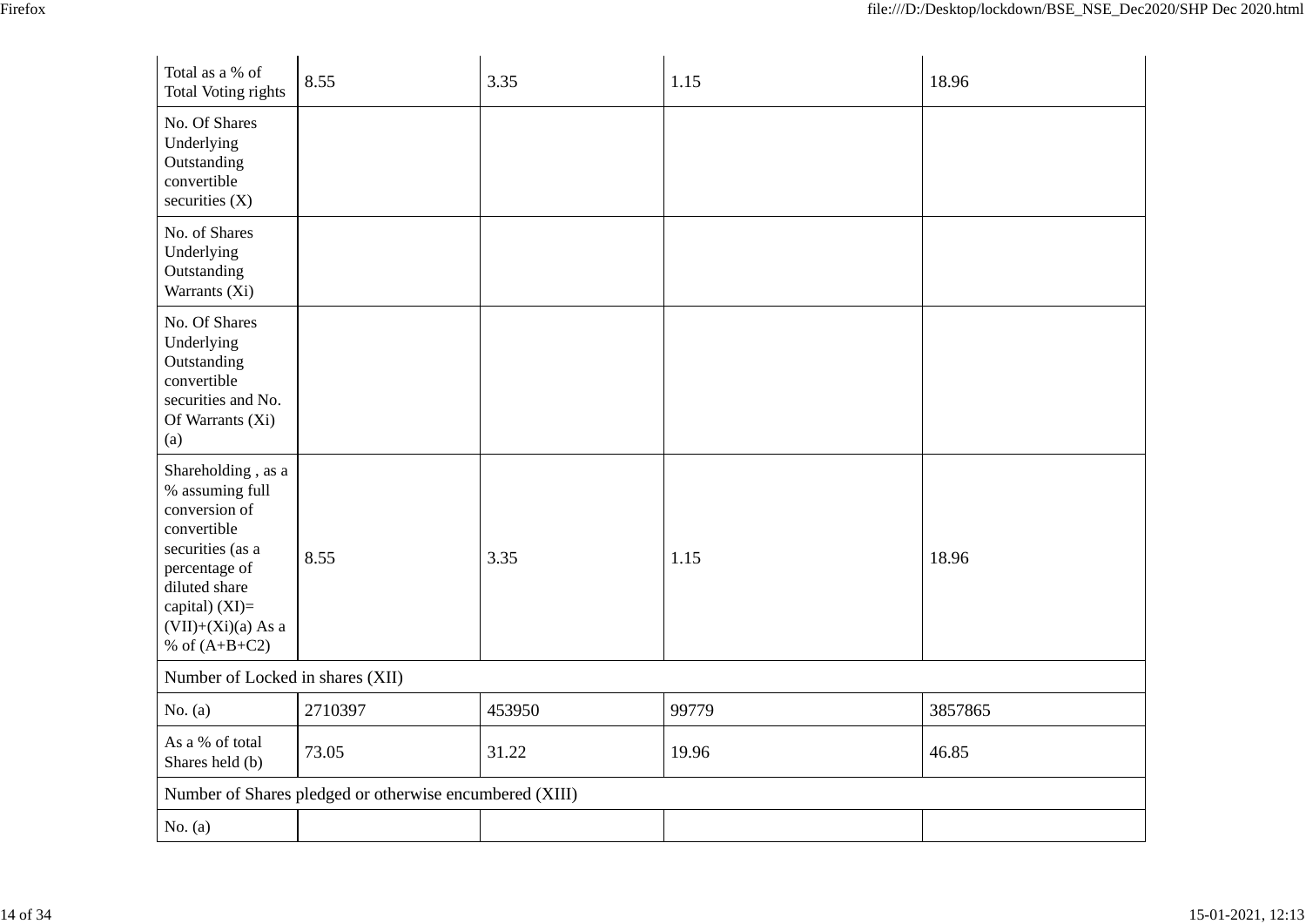| Total as a % of Total Voting rights | 8.55 | 3.35 | 1.15 | 18.96 |
|---|---|---|---|---|
| No. Of Shares Underlying Outstanding convertible securities (X) | | | | |
| No. of Shares Underlying Outstanding Warrants (Xi) | | | | |
| No. Of Shares Underlying Outstanding convertible securities and No. Of Warrants (Xi) (a) | | | | |
| Shareholding , as a % assuming full conversion of convertible securities (as a percentage of diluted share capital) (XI)= (VII)+(Xi)(a) As a % of (A+B+C2) | 8.55 | 3.35 | 1.15 | 18.96 |
| Number of Locked in shares (XII) | | | | |
| No. (a) | 2710397 | 453950 | 99779 | 3857865 |
| As a % of total Shares held (b) | 73.05 | 31.22 | 19.96 | 46.85 |
| Number of Shares pledged or otherwise encumbered (XIII) | | | | |
| No. (a) | | | | |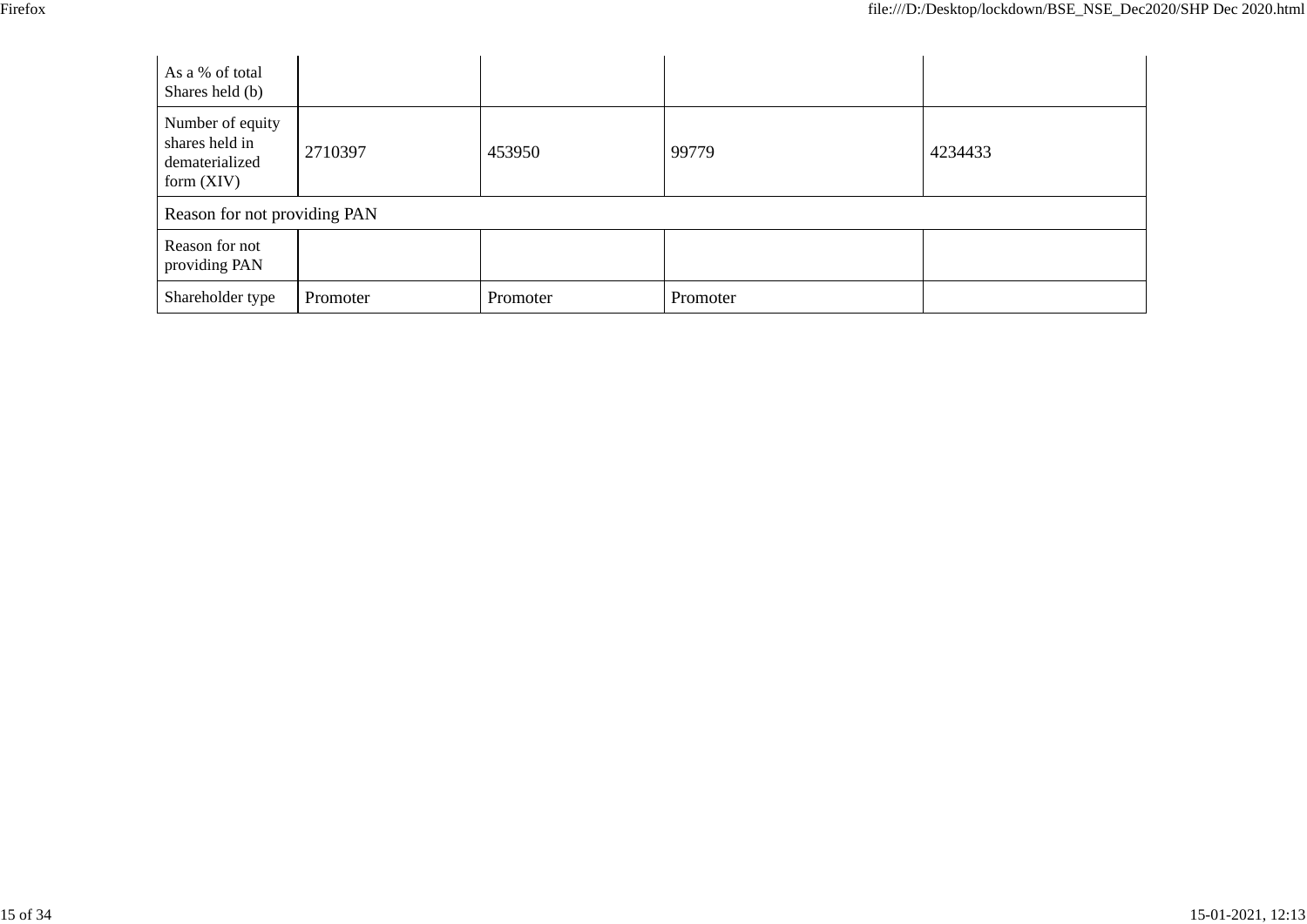| As a % of total Shares held (b) | | | | |
|---|---|---|---|---|
| Number of equity shares held in dematerialized form (XIV) | 2710397 | 453950 | 99779 | 4234433 |
| Reason for not providing PAN | | | | |
| Reason for not providing PAN | | | | |
| Shareholder type | Promoter | Promoter | Promoter | |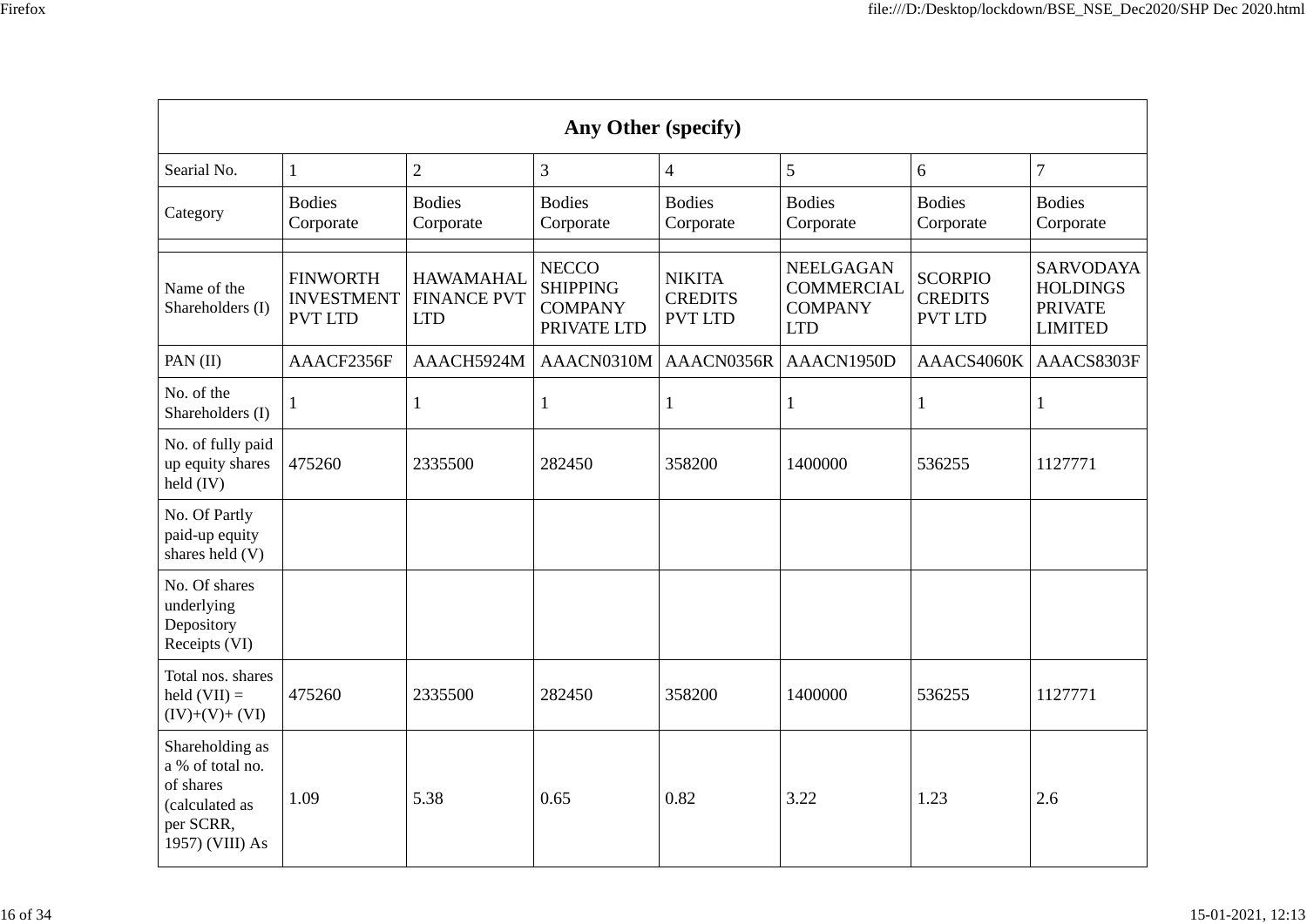| Any Other (specify) | | | | | | | |
|---|---|---|---|---|---|---|---|
| Searial No. | 1 | 2 | 3 | 4 | 5 | 6 | 7 |
| Category | Bodies Corporate | Bodies Corporate | Bodies Corporate | Bodies Corporate | Bodies Corporate | Bodies Corporate | Bodies Corporate |
| | | | | | | | |
| Name of the Shareholders (I) | FINWORTH INVESTMENT PVT LTD | HAWAMAHAL FINANCE PVT LTD | NECCO SHIPPING COMPANY PRIVATE LTD | NIKITA CREDITS PVT LTD | NEELGAGAN COMMERCIAL COMPANY LTD | SCORPIO CREDITS PVT LTD | SARVODAYA HOLDINGS PRIVATE LIMITED |
| PAN (II) | AAACF2356F | AAACH5924M | AAACN0310M | AAACN0356R | AAACN1950D | AAACS4060K | AAACS8303F |
| No. of the Shareholders (I) | 1 | 1 | 1 | 1 | 1 | 1 | 1 |
| No. of fully paid up equity shares held (IV) | 475260 | 2335500 | 282450 | 358200 | 1400000 | 536255 | 1127771 |
| No. Of Partly paid-up equity shares held (V) | | | | | | | |
| No. Of shares underlying Depository Receipts (VI) | | | | | | | |
| Total nos. shares held (VII) = (IV)+(V)+ (VI) | 475260 | 2335500 | 282450 | 358200 | 1400000 | 536255 | 1127771 |
| Shareholding as a % of total no. of shares (calculated as per SCRR, 1957) (VIII) As | 1.09 | 5.38 | 0.65 | 0.82 | 3.22 | 1.23 | 2.6 |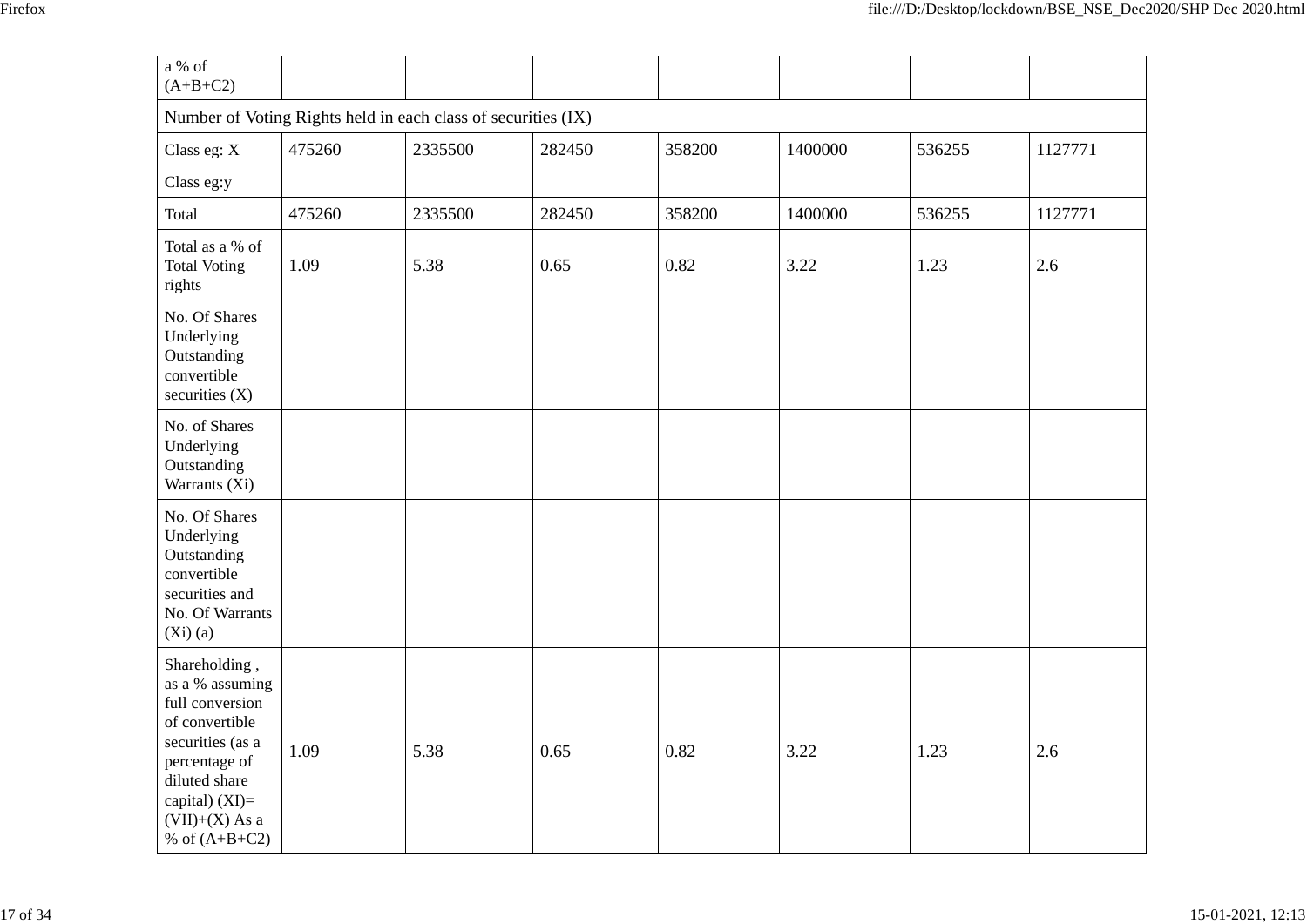| a % of (A+B+C2) | | | | | | | |
|---|---|---|---|---|---|---|---|
| Number of Voting Rights held in each class of securities (IX) | | | | | | | |
| Class eg: X | 475260 | 2335500 | 282450 | 358200 | 1400000 | 536255 | 1127771 |
| Class eg:y | | | | | | | |
| Total | 475260 | 2335500 | 282450 | 358200 | 1400000 | 536255 | 1127771 |
| Total as a % of Total Voting rights | 1.09 | 5.38 | 0.65 | 0.82 | 3.22 | 1.23 | 2.6 |
| No. Of Shares Underlying Outstanding convertible securities (X) | | | | | | | |
| No. of Shares Underlying Outstanding Warrants (Xi) | | | | | | | |
| No. Of Shares Underlying Outstanding convertible securities and No. Of Warrants (Xi) (a) | | | | | | | |
| Shareholding , as a % assuming full conversion of convertible securities (as a percentage of diluted share capital) (XI)= (VII)+(X) As a % of (A+B+C2) | 1.09 | 5.38 | 0.65 | 0.82 | 3.22 | 1.23 | 2.6 |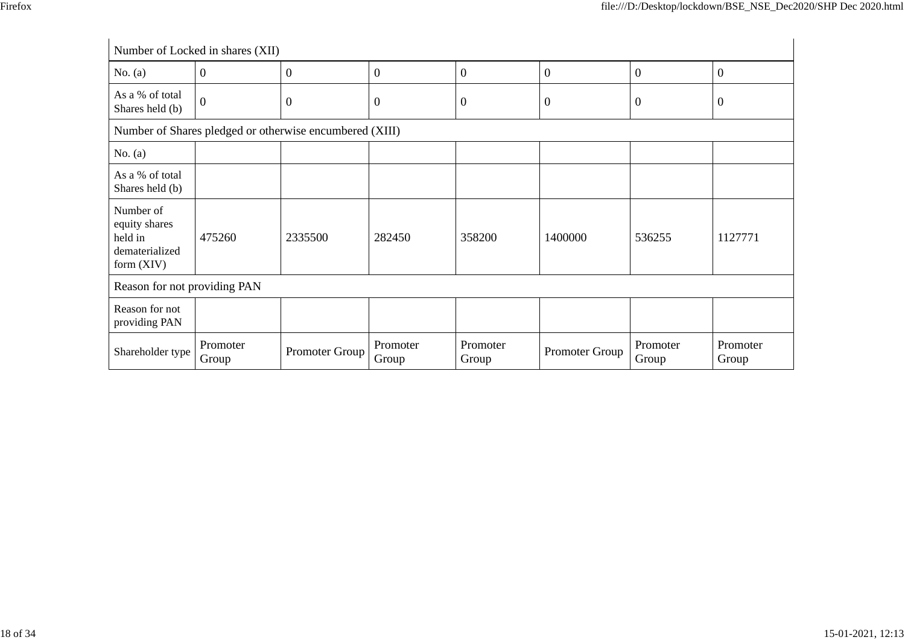| Number of Locked in shares (XII) | | | | | | | |
|---|---|---|---|---|---|---|---|
| No. (a) | 0 | 0 | 0 | 0 | 0 | 0 | 0 |
| As a % of total Shares held (b) | 0 | 0 | 0 | 0 | 0 | 0 | 0 |
| Number of Shares pledged or otherwise encumbered (XIII) | | | | | | | |
| No. (a) | | | | | | | |
| As a % of total Shares held (b) | | | | | | | |
| Number of equity shares held in dematerialized form (XIV) | 475260 | 2335500 | 282450 | 358200 | 1400000 | 536255 | 1127771 |
| Reason for not providing PAN | | | | | | | |
| Reason for not providing PAN | | | | | | | |
| Shareholder type | Promoter Group | Promoter Group | Promoter Group | Promoter Group | Promoter Group | Promoter Group | Promoter Group |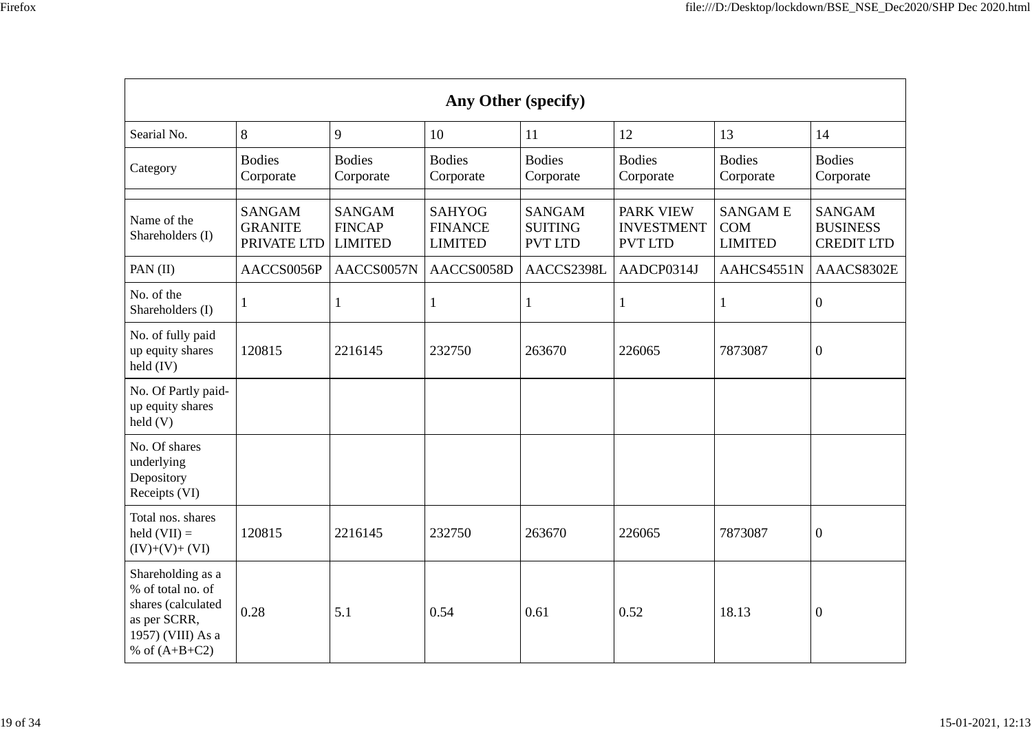| Any Other (specify) | | | | | | | |
|---|---|---|---|---|---|---|---|
| Searial No. | 8 | 9 | 10 | 11 | 12 | 13 | 14 |
| Category | Bodies Corporate | Bodies Corporate | Bodies Corporate | Bodies Corporate | Bodies Corporate | Bodies Corporate | Bodies Corporate |
| | | | | | | | |
| Name of the Shareholders (I) | SANGAM GRANITE PRIVATE LTD | SANGAM FINCAP LIMITED | SAHYOG FINANCE LIMITED | SANGAM SUITING PVT LTD | PARK VIEW INVESTMENT PVT LTD | SANGAM E COM LIMITED | SANGAM BUSINESS CREDIT LTD |
| PAN (II) | AACCS0056P | AACCS0057N | AACCS0058D | AACCS2398L | AADCP0314J | AAHCS4551N | AAACS8302E |
| No. of the Shareholders (I) | 1 | 1 | 1 | 1 | 1 | 1 | 0 |
| No. of fully paid up equity shares held (IV) | 120815 | 2216145 | 232750 | 263670 | 226065 | 7873087 | 0 |
| No. Of Partly paid-up equity shares held (V) | | | | | | | |
| No. Of shares underlying Depository Receipts (VI) | | | | | | | |
| Total nos. shares held (VII) = (IV)+(V)+ (VI) | 120815 | 2216145 | 232750 | 263670 | 226065 | 7873087 | 0 |
| Shareholding as a % of total no. of shares (calculated as per SCRR, 1957) (VIII) As a % of (A+B+C2) | 0.28 | 5.1 | 0.54 | 0.61 | 0.52 | 18.13 | 0 |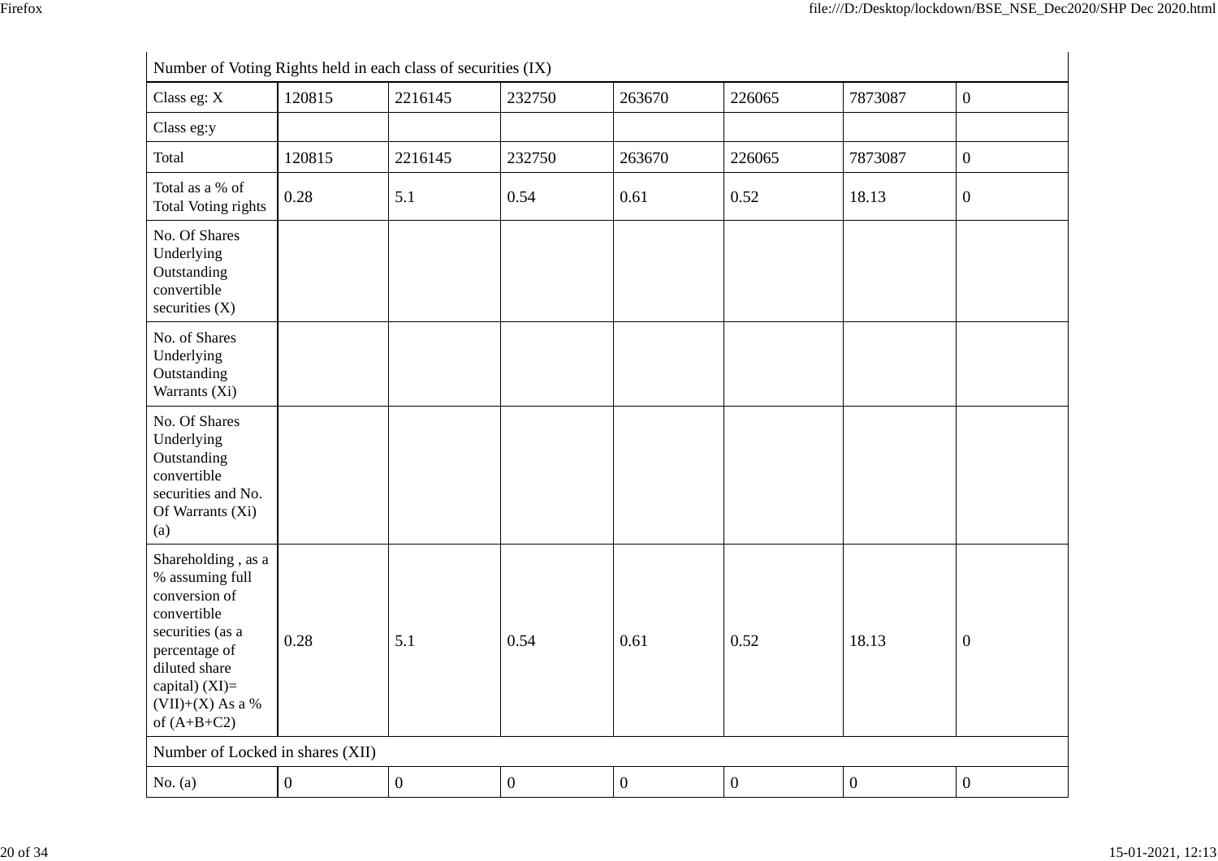| Number of Voting Rights held in each class of securities (IX) | | | | | | | |
|---|---|---|---|---|---|---|---|
| Class eg: X | 120815 | 2216145 | 232750 | 263670 | 226065 | 7873087 | 0 |
| Class eg:y | | | | | | | |
| Total | 120815 | 2216145 | 232750 | 263670 | 226065 | 7873087 | 0 |
| Total as a % of Total Voting rights | 0.28 | 5.1 | 0.54 | 0.61 | 0.52 | 18.13 | 0 |
| No. Of Shares Underlying Outstanding convertible securities (X) | | | | | | | |
| No. of Shares Underlying Outstanding Warrants (Xi) | | | | | | | |
| No. Of Shares Underlying Outstanding convertible securities and No. Of Warrants (Xi) (a) | | | | | | | |
| Shareholding , as a % assuming full conversion of convertible securities (as a percentage of diluted share capital) (XI)= (VII)+(X) As a % of (A+B+C2) | 0.28 | 5.1 | 0.54 | 0.61 | 0.52 | 18.13 | 0 |
| Number of Locked in shares (XII) | | | | | | | |
| No. (a) | 0 | 0 | 0 | 0 | 0 | 0 | 0 |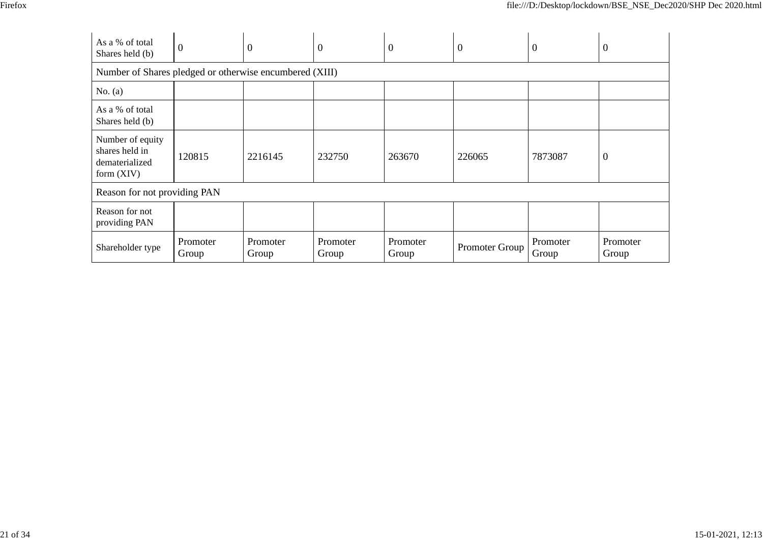| As a % of total Shares held (b) | 0 | 0 | 0 | 0 | 0 | 0 | 0 |
|---|---|---|---|---|---|---|---|
| Number of Shares pledged or otherwise encumbered (XIII) | | | | | | | |
| No. (a) | | | | | | | |
| As a % of total Shares held (b) | | | | | | | |
| Number of equity shares held in dematerialized form (XIV) | 120815 | 2216145 | 232750 | 263670 | 226065 | 7873087 | 0 |
| Reason for not providing PAN | | | | | | | |
| Reason for not providing PAN | | | | | | | |
| Shareholder type | Promoter Group | Promoter Group | Promoter Group | Promoter Group | Promoter Group | Promoter Group | Promoter Group |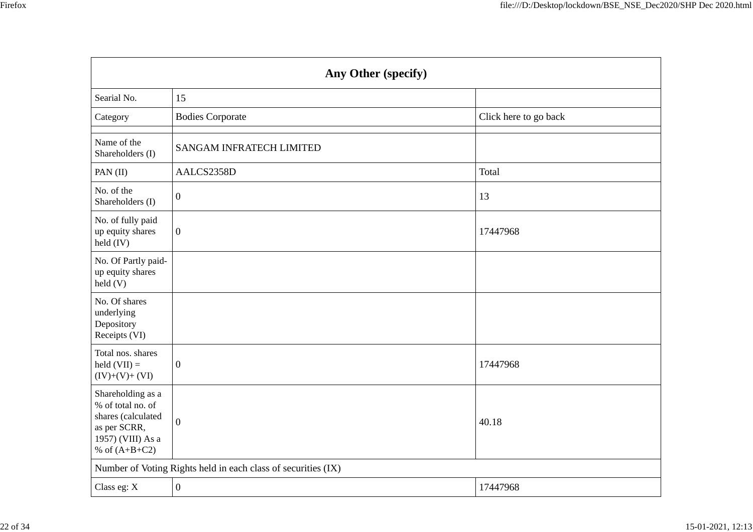| Any Other (specify) | | |
|---|---|---|
| Searial No. | 15 | |
| Category | Bodies Corporate | Click here to go back |
| | | |
| Name of the Shareholders (I) | SANGAM INFRATECH LIMITED | |
| PAN (II) | AALCS2358D | Total |
| No. of the Shareholders (I) | 0 | 13 |
| No. of fully paid up equity shares held (IV) | 0 | 17447968 |
| No. Of Partly paid-up equity shares held (V) | | |
| No. Of shares underlying Depository Receipts (VI) | | |
| Total nos. shares held (VII) = (IV)+(V)+ (VI) | 0 | 17447968 |
| Shareholding as a % of total no. of shares (calculated as per SCRR, 1957) (VIII) As a % of (A+B+C2) | 0 | 40.18 |
| Number of Voting Rights held in each class of securities (IX) | | |
| Class eg: X | 0 | 17447968 |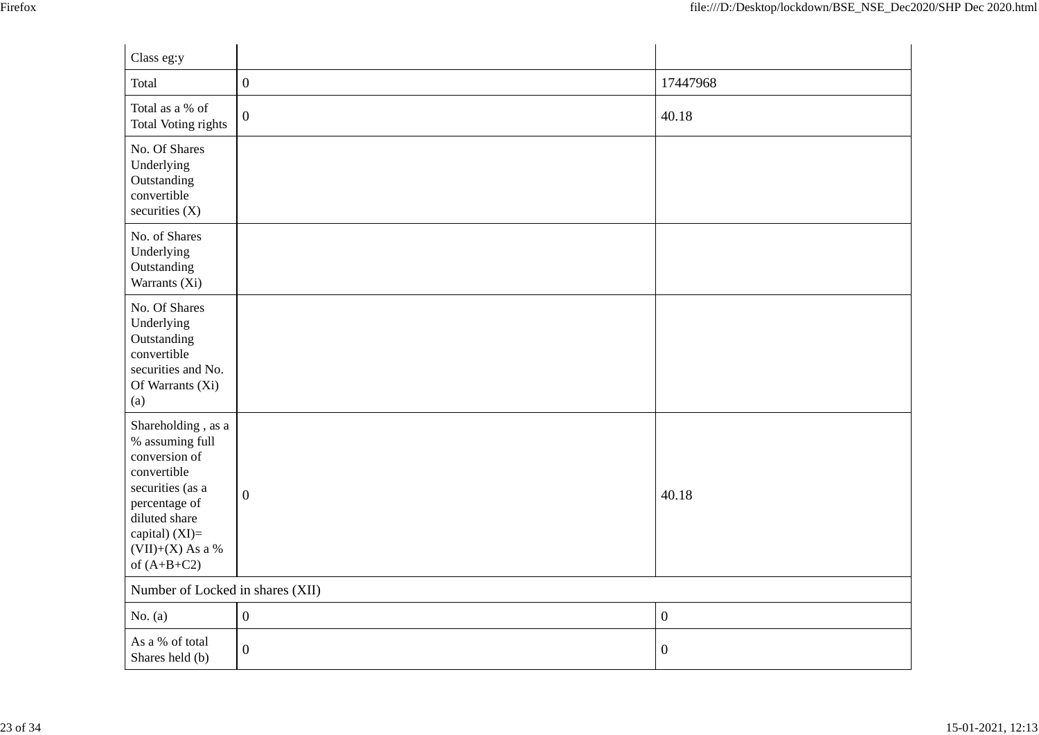| Class eg:y | | |
|---|---|---|
| Total | 0 | 17447968 |
| Total as a % of Total Voting rights | 0 | 40.18 |
| No. Of Shares Underlying Outstanding convertible securities (X) | | |
| No. of Shares Underlying Outstanding Warrants (Xi) | | |
| No. Of Shares Underlying Outstanding convertible securities and No. Of Warrants (Xi) (a) | | |
| Shareholding , as a % assuming full conversion of convertible securities (as a percentage of diluted share capital) (XI)= (VII)+(X) As a % of (A+B+C2) | 0 | 40.18 |
| Number of Locked in shares (XII) | | |
| No. (a) | 0 | 0 |
| As a % of total Shares held (b) | 0 | 0 |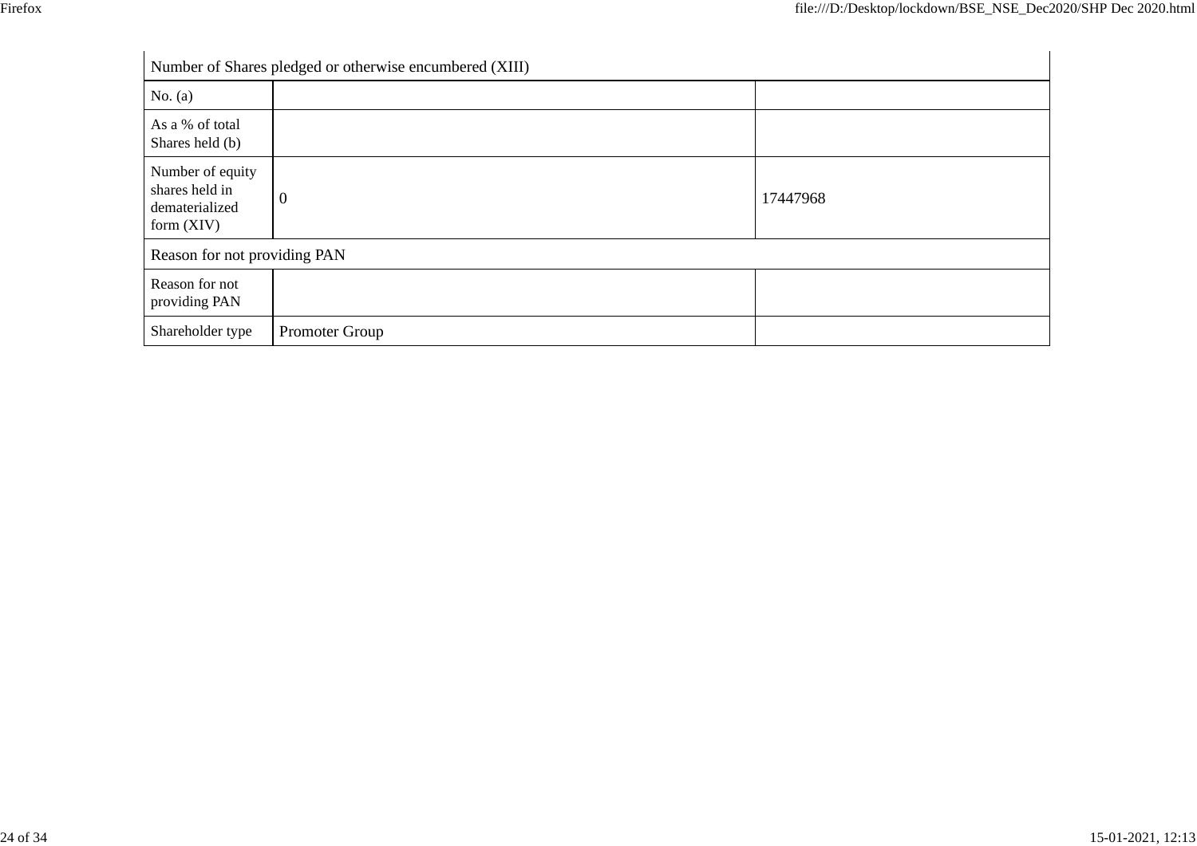| Number of Shares pledged or otherwise encumbered (XIII) | | |
|---|---|---|
| No. (a) | | |
| As a % of total Shares held (b) | | |
| Number of equity shares held in dematerialized form (XIV) | 0 | 17447968 |
| Reason for not providing PAN | | |
| Reason for not providing PAN | | |
| Shareholder type | Promoter Group | |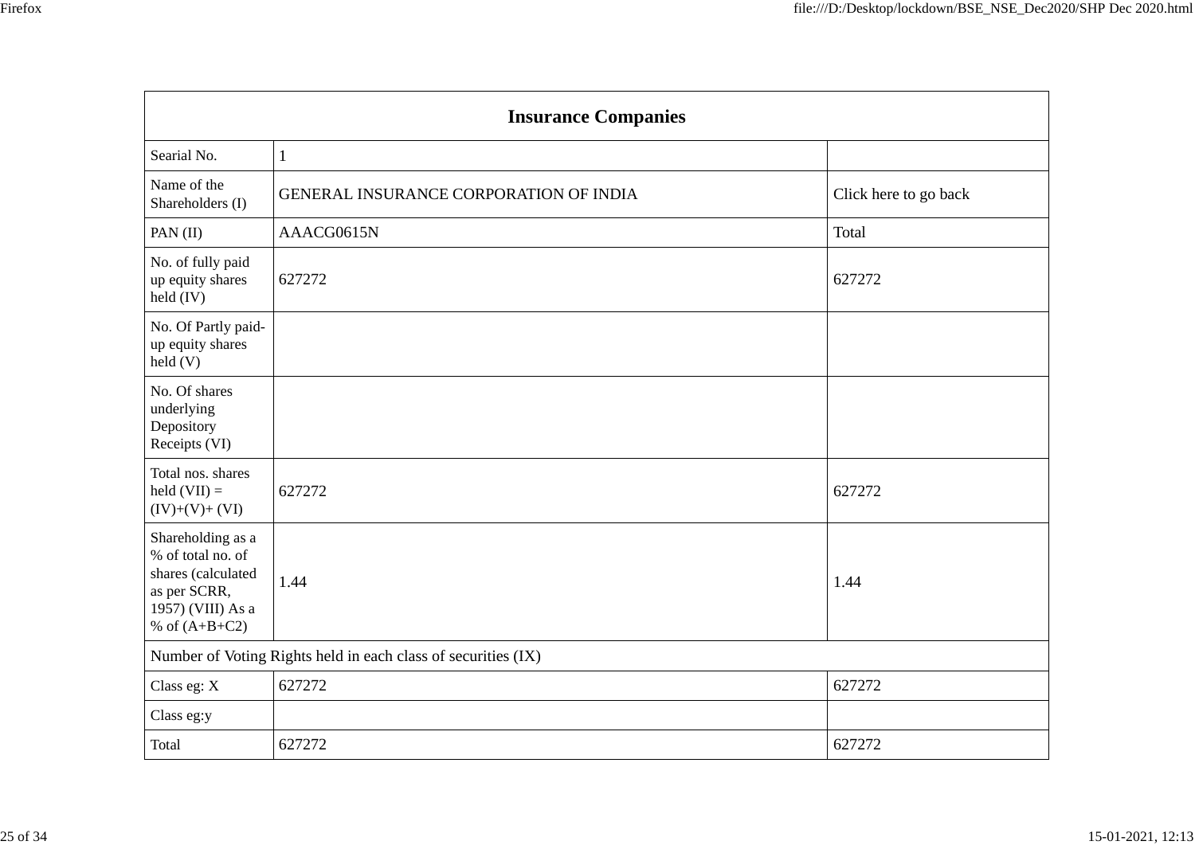| Insurance Companies | | |
|---|---|---|
| Searial No. | 1 | |
| Name of the Shareholders (I) | GENERAL INSURANCE CORPORATION OF INDIA | Click here to go back |
| PAN (II) | AAACG0615N | Total |
| No. of fully paid up equity shares held (IV) | 627272 | 627272 |
| No. Of Partly paid-up equity shares held (V) | | |
| No. Of shares underlying Depository Receipts (VI) | | |
| Total nos. shares held (VII) = (IV)+(V)+ (VI) | 627272 | 627272 |
| Shareholding as a % of total no. of shares (calculated as per SCRR, 1957) (VIII) As a % of (A+B+C2) | 1.44 | 1.44 |
| Number of Voting Rights held in each class of securities (IX) | | |
| Class eg: X | 627272 | 627272 |
| Class eg:y | | |
| Total | 627272 | 627272 |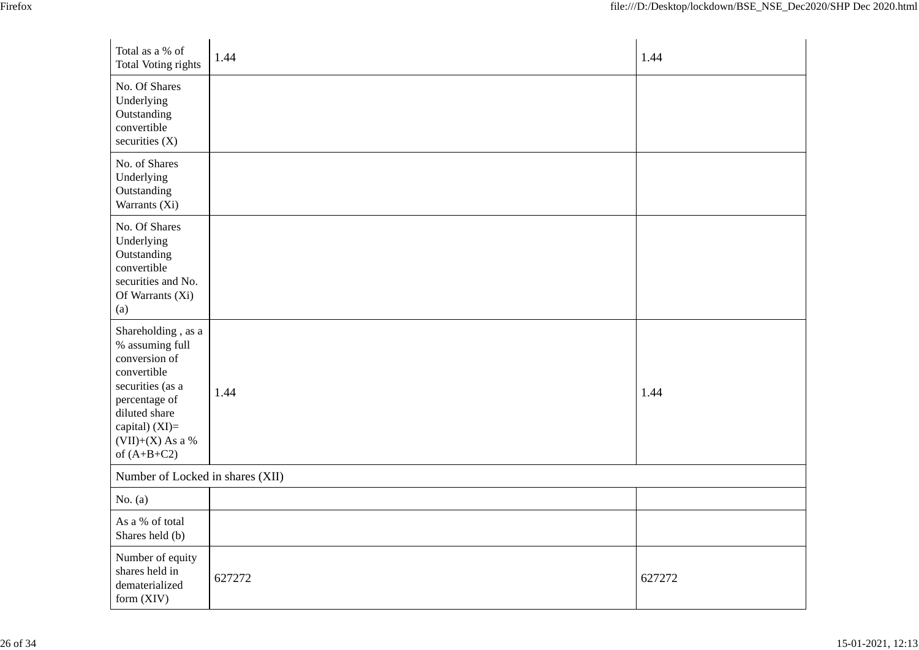| | | |
|---|---|---|
| Total as a % of Total Voting rights | 1.44 | 1.44 |
| No. Of Shares Underlying Outstanding convertible securities (X) | | |
| No. of Shares Underlying Outstanding Warrants (Xi) | | |
| No. Of Shares Underlying Outstanding convertible securities and No. Of Warrants (Xi) (a) | | |
| Shareholding , as a % assuming full conversion of convertible securities (as a percentage of diluted share capital) (XI)= (VII)+(X) As a % of (A+B+C2) | 1.44 | 1.44 |
| Number of Locked in shares (XII) | | |
| No. (a) | | |
| As a % of total Shares held (b) | | |
| Number of equity shares held in dematerialized form (XIV) | 627272 | 627272 |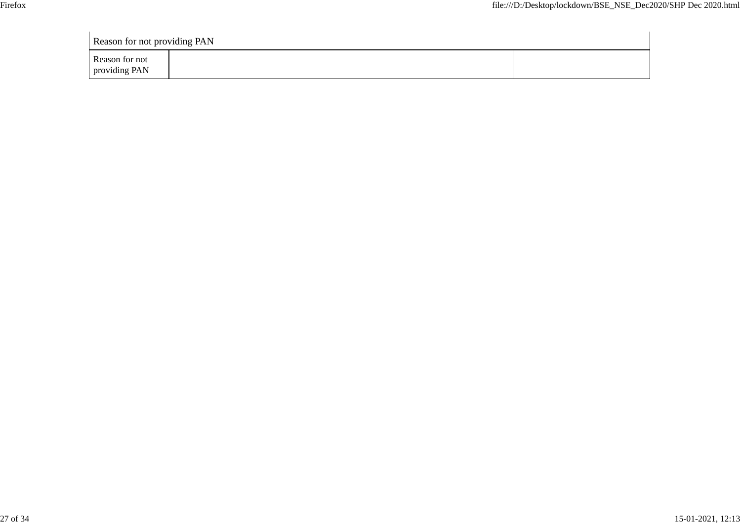| Reason for not providing PAN | | |
|---|---|---|
| Reason for not providing PAN | | |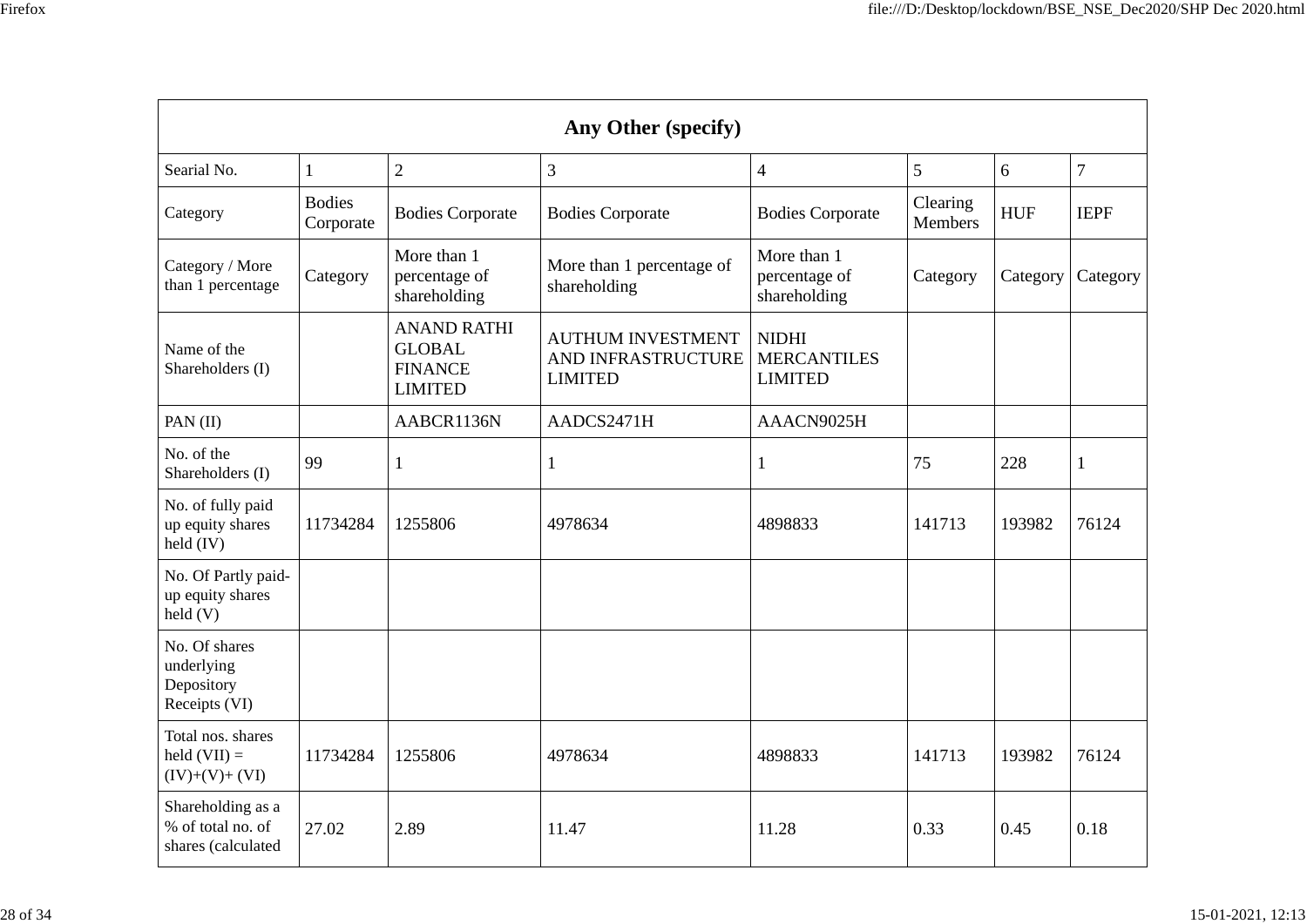| Any Other (specify) | | | | | | | |
|---|---|---|---|---|---|---|---|
| Searial No. | 1 | 2 | 3 | 4 | 5 | 6 | 7 |
| Category | Bodies Corporate | Bodies Corporate | Bodies Corporate | Bodies Corporate | Clearing Members | HUF | IEPF |
| Category / More than 1 percentage | Category | More than 1 percentage of shareholding | More than 1 percentage of shareholding | More than 1 percentage of shareholding | Category | Category | Category |
| Name of the Shareholders (I) | | ANAND RATHI GLOBAL FINANCE LIMITED | AUTHUM INVESTMENT AND INFRASTRUCTURE LIMITED | NIDHI MERCANTILES LIMITED | | | |
| PAN (II) | | AABCR1136N | AADCS2471H | AAACN9025H | | | |
| No. of the Shareholders (I) | 99 | 1 | 1 | 1 | 75 | 228 | 1 |
| No. of fully paid up equity shares held (IV) | 11734284 | 1255806 | 4978634 | 4898833 | 141713 | 193982 | 76124 |
| No. Of Partly paid-up equity shares held (V) | | | | | | | |
| No. Of shares underlying Depository Receipts (VI) | | | | | | | |
| Total nos. shares held (VII) = (IV)+(V)+ (VI) | 11734284 | 1255806 | 4978634 | 4898833 | 141713 | 193982 | 76124 |
| Shareholding as a % of total no. of shares (calculated | 27.02 | 2.89 | 11.47 | 11.28 | 0.33 | 0.45 | 0.18 |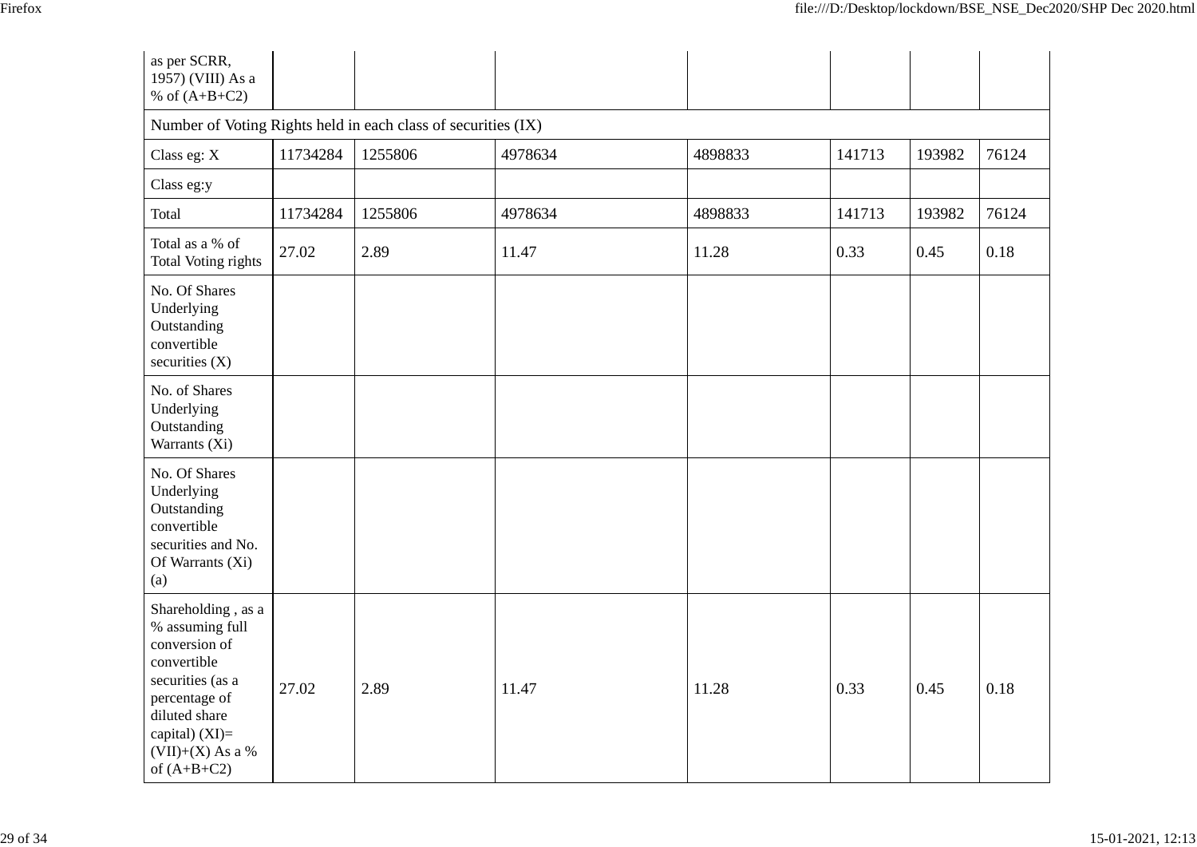| as per SCRR, 1957) (VIII) As a % of (A+B+C2) | | | | | | |
|---|---|---|---|---|---|---|
| Number of Voting Rights held in each class of securities (IX) | | | | | | | |
| Class eg: X | 11734284 | 1255806 | 4978634 | 4898833 | 141713 | 193982 | 76124 |
| Class eg:y | | | | | | | |
| Total | 11734284 | 1255806 | 4978634 | 4898833 | 141713 | 193982 | 76124 |
| Total as a % of Total Voting rights | 27.02 | 2.89 | 11.47 | 11.28 | 0.33 | 0.45 | 0.18 |
| No. Of Shares Underlying Outstanding convertible securities (X) | | | | | | | |
| No. of Shares Underlying Outstanding Warrants (Xi) | | | | | | | |
| No. Of Shares Underlying Outstanding convertible securities and No. Of Warrants (Xi) (a) | | | | | | | |
| Shareholding , as a % assuming full conversion of convertible securities (as a percentage of diluted share capital) (XI)= (VII)+(X) As a % of (A+B+C2) | 27.02 | 2.89 | 11.47 | 11.28 | 0.33 | 0.45 | 0.18 |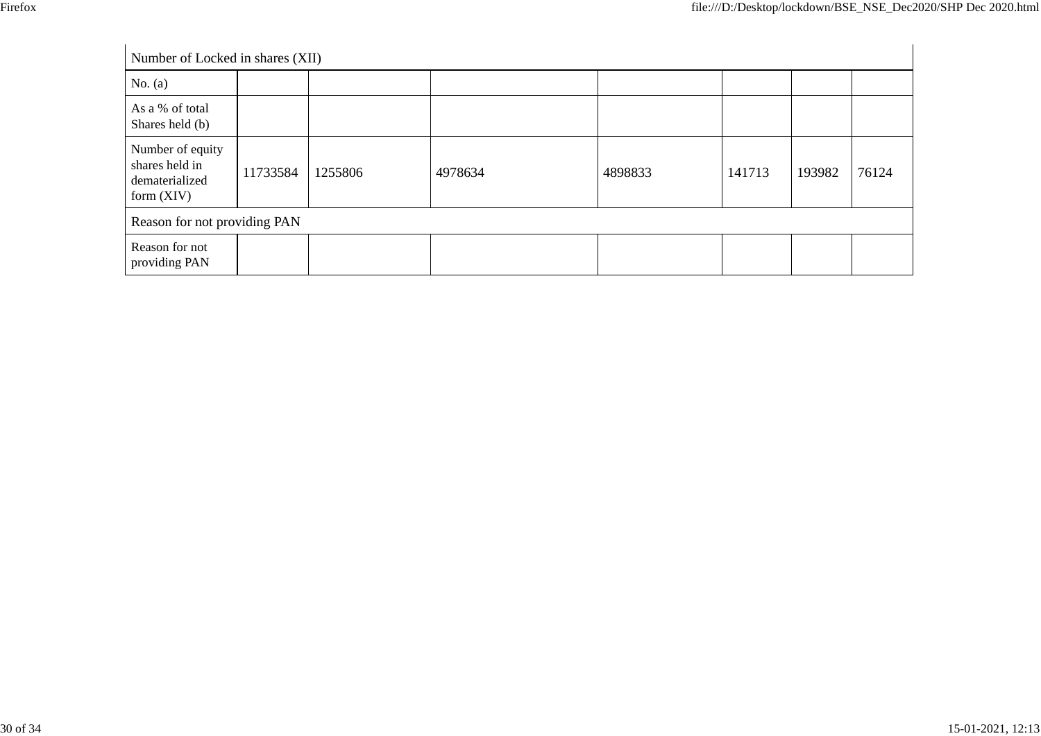| Number of Locked in shares (XII) | | | | | | | |
|---|---|---|---|---|---|---|---|
| No. (a) | | | | | | | |
| As a % of total Shares held (b) | | | | | | | |
| Number of equity shares held in dematerialized form (XIV) | 11733584 | 1255806 | 4978634 | 4898833 | 141713 | 193982 | 76124 |
| Reason for not providing PAN | | | | | | | |
| Reason for not providing PAN | | | | | | | |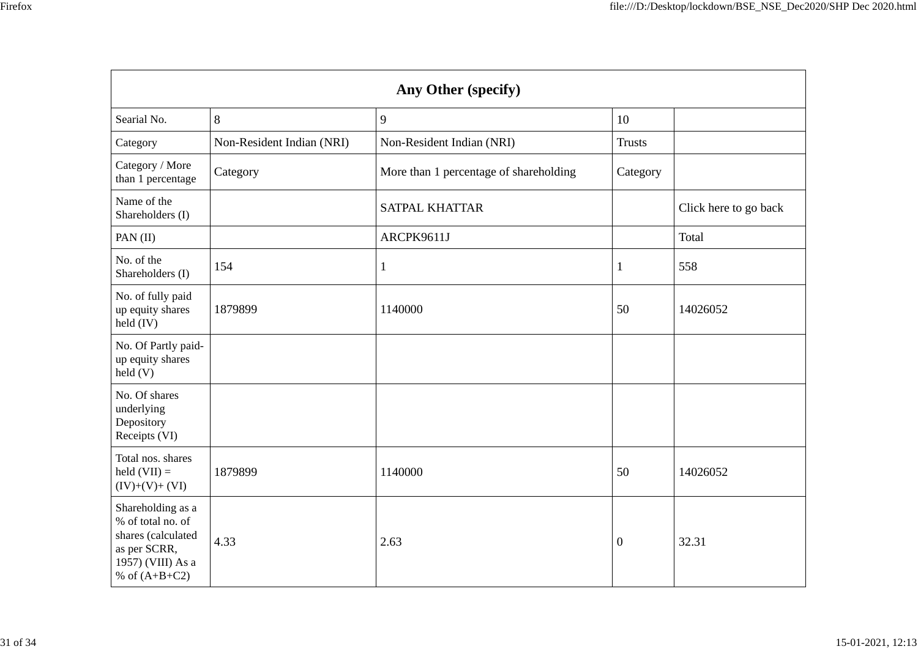| Any Other (specify) | | | | |
|---|---|---|---|---|
| Searial No. | 8 | 9 | 10 | |
| Category | Non-Resident Indian (NRI) | Non-Resident Indian (NRI) | Trusts | |
| Category / More than 1 percentage | Category | More than 1 percentage of shareholding | Category | |
| Name of the Shareholders (I) | | SATPAL KHATTAR | | Click here to go back |
| PAN (II) | | ARCPK9611J | | Total |
| No. of the Shareholders (I) | 154 | 1 | 1 | 558 |
| No. of fully paid up equity shares held (IV) | 1879899 | 1140000 | 50 | 14026052 |
| No. Of Partly paid-up equity shares held (V) | | | | |
| No. Of shares underlying Depository Receipts (VI) | | | | |
| Total nos. shares held (VII) = (IV)+(V)+ (VI) | 1879899 | 1140000 | 50 | 14026052 |
| Shareholding as a % of total no. of shares (calculated as per SCRR, 1957) (VIII) As a % of (A+B+C2) | 4.33 | 2.63 | 0 | 32.31 |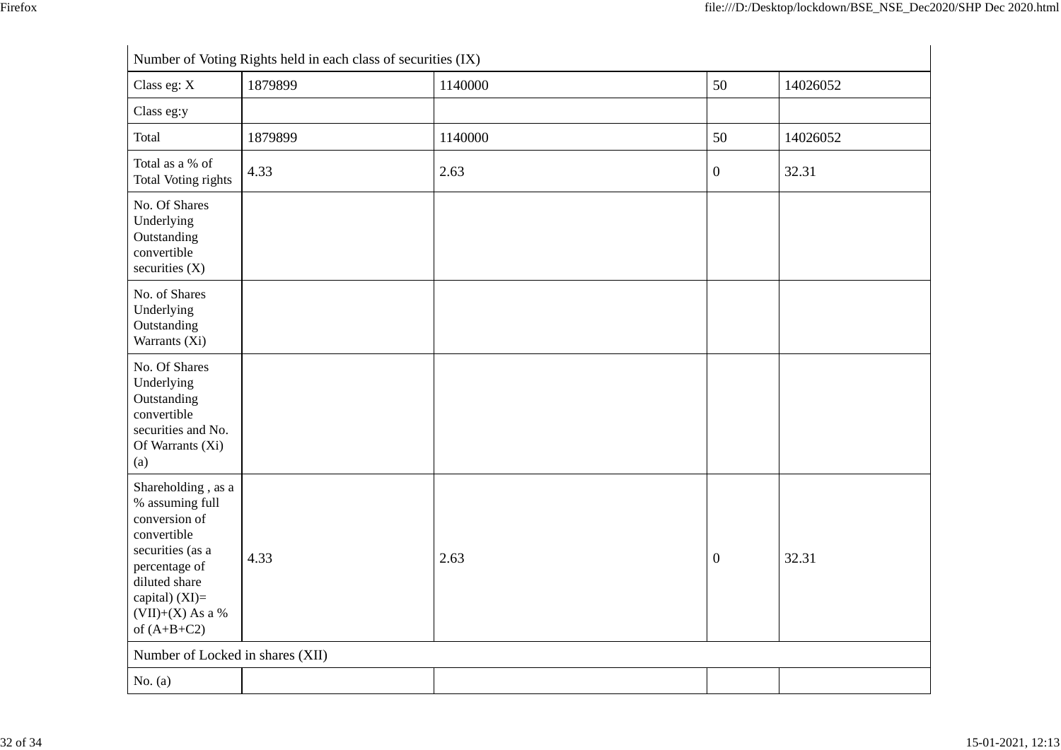| Number of Voting Rights held in each class of securities (IX) | | | | |
|---|---|---|---|---|
| Class eg: X | 1879899 | 1140000 | 50 | 14026052 |
| Class eg:y | | | | |
| Total | 1879899 | 1140000 | 50 | 14026052 |
| Total as a % of Total Voting rights | 4.33 | 2.63 | 0 | 32.31 |
| No. Of Shares Underlying Outstanding convertible securities (X) | | | | |
| No. of Shares Underlying Outstanding Warrants (Xi) | | | | |
| No. Of Shares Underlying Outstanding convertible securities and No. Of Warrants (Xi) (a) | | | | |
| Shareholding , as a % assuming full conversion of convertible securities (as a percentage of diluted share capital) (XI)= (VII)+(X) As a % of (A+B+C2) | 4.33 | 2.63 | 0 | 32.31 |
| Number of Locked in shares (XII) | | | | |
| No. (a) | | | | |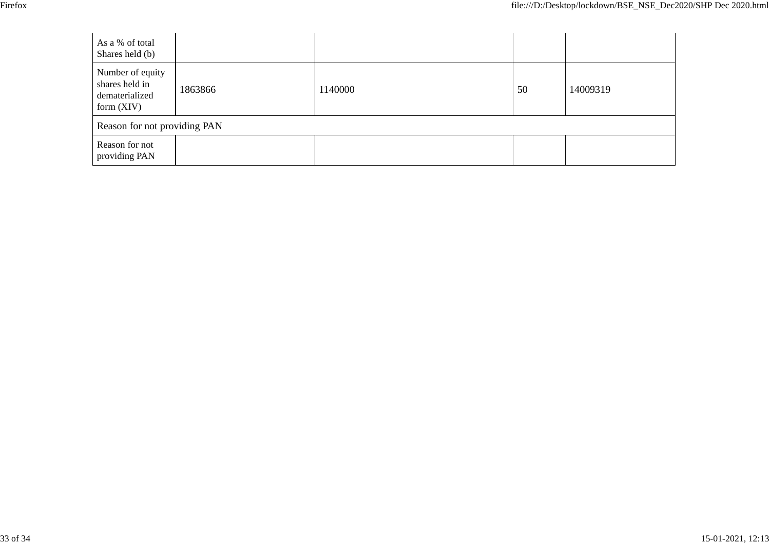| As a % of total Shares held (b) | | | | |
|---|---|---|---|---|
| Number of equity shares held in dematerialized form (XIV) | 1863866 | 1140000 | 50 | 14009319 |
| Reason for not providing PAN | | | | |
| Reason for not providing PAN | | | | |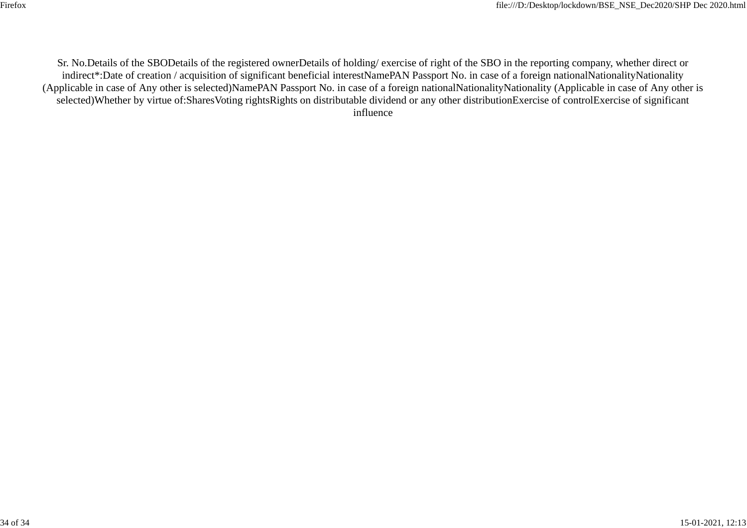| Sr. No. | Details of the SBO | | | | Details of the registered owner | | | | Details of holding/ exercise of right of the SBO in the reporting company, whether direct or indirect*: | | | | | Date of creation / acquisition of significant beneficial interest |
|---|---|---|---|---|---|---|---|---|---|---|---|---|---|---|
| | Name | PAN Passport No. in case of a foreign national | Nationality | Nationality (Applicable in case of Any other is selected) | Name | PAN Passport No. in case of a foreign national | Nationality | Nationality (Applicable in case of Any other is selected) | Whether by virtue of: | | | | | |
| | | | | | | | | | Shares | Voting rights | Rights on distributable dividend or any other distribution | Exercise of control | Exercise of significant influence | |